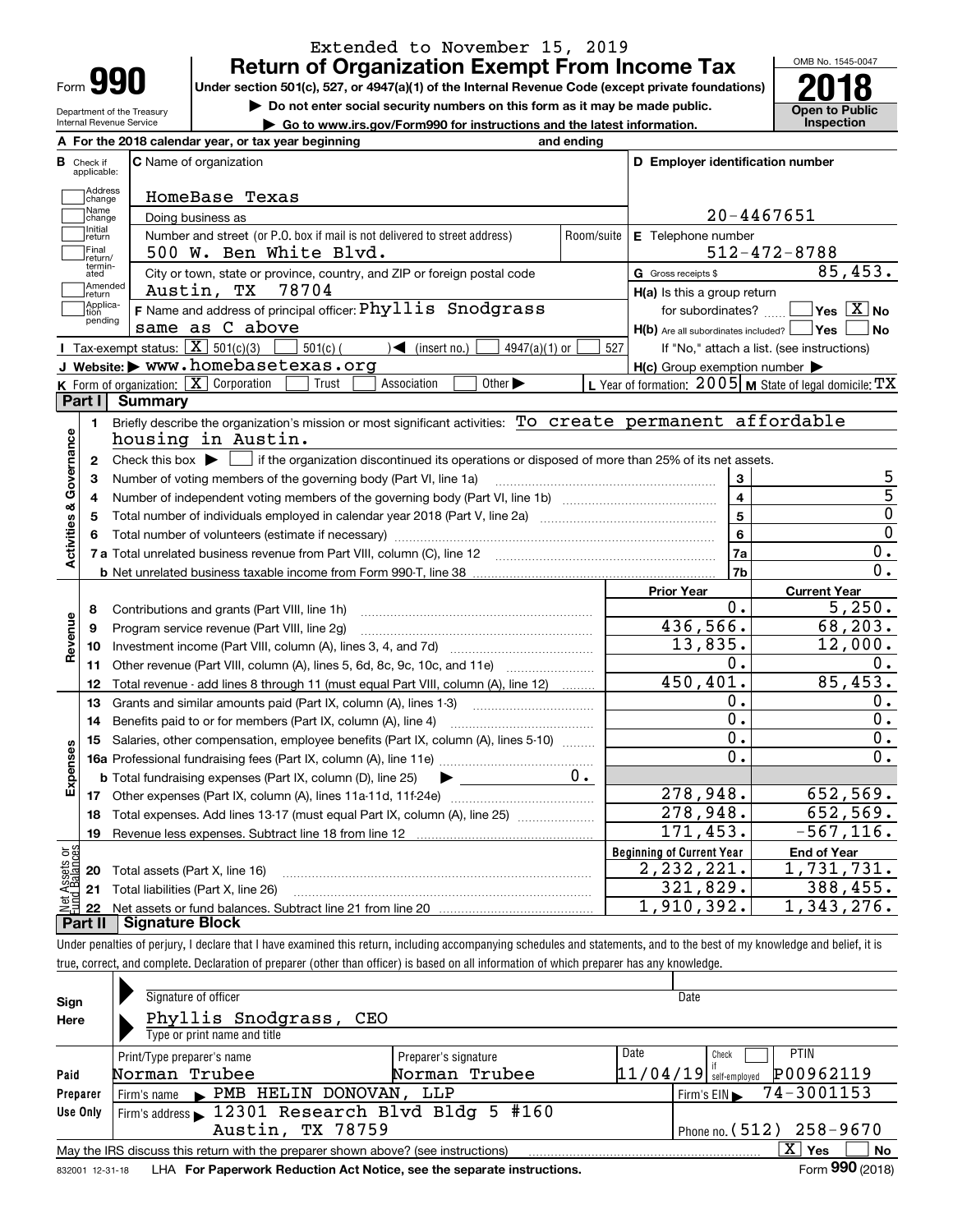Extended to November 15, 2019

Form **990**

# Return of Organization Exempt From Income Tax

**Under section 501(c), 527, or 4947(a)(1) of the Internal Revenue Code (except private foundations)**

▶ Do not enter social security numbers on this form as it may be made public.

▶ Go to www.irs.gov/Form990 for instructions and the latest information.

Department of the Treasury
Internal Revenue Service

OMB No. 1545-0047

**2018**

**Open to Public Inspection**

**A** For the 2018 calendar year, or tax year beginning and ending

**B** Check if applicable: Address change / Name change / Initial return / Final return/terminated / Amended return / Application pending

**C** Name of organization: HomeBase Texas

Doing business as

Number and street (or P.O. box if mail is not delivered to street address): 500 W. Ben White Blvd. Room/suite

City or town, state or province, country, and ZIP or foreign postal code: Austin, TX 78704

**F** Name and address of principal officer: Phyllis Snodgrass, same as C above

**D** Employer identification number: 20-4467651

**E** Telephone number: 512-472-8788

**G** Gross receipts $ 85,453.

**H(a)** Is this a group return for subordinates? ☐ Yes ☒ No

**H(b)** Are all subordinates included? ☐ Yes ☐ No
If "No," attach a list. (see instructions)

**H(c)** Group exemption number ▶

**I** Tax-exempt status: ☒ 501(c)(3) ☐ 501(c) ( ) ◀ (insert no.) ☐ 4947(a)(1) or ☐ 527

**J** Website: ▶ www.homebasetexas.org

**K** Form of organization: ☒ Corporation ☐ Trust ☐ Association ☐ Other ▶

**L** Year of formation: 2005 **M** State of legal domicile: TX

## Part I Summary

**Activities & Governance**

1. Briefly describe the organization's mission or most significant activities: To create permanent affordable housing in Austin.
2. Check this box ▶ ☐ if the organization discontinued its operations or disposed of more than 25% of its net assets.

| | | | |
|---|---|---|---|
| 3 | Number of voting members of the governing body (Part VI, line 1a) | 3 | 5 |
| 4 | Number of independent voting members of the governing body (Part VI, line 1b) | 4 | 5 |
| 5 | Total number of individuals employed in calendar year 2018 (Part V, line 2a) | 5 | 0 |
| 6 | Total number of volunteers (estimate if necessary) | 6 | 0 |
| 7a | Total unrelated business revenue from Part VIII, column (C), line 12 | 7a | 0. |
| b | Net unrelated business taxable income from Form 990-T, line 38 | 7b | 0. |

| | | | Prior Year | Current Year |
|---|---|---|---|---|
| **Revenue** | 8 | Contributions and grants (Part VIII, line 1h) | 0. | 5,250. |
| | 9 | Program service revenue (Part VIII, line 2g) | 436,566. | 68,203. |
| | 10 | Investment income (Part VIII, column (A), lines 3, 4, and 7d) | 13,835. | 12,000. |
| | 11 | Other revenue (Part VIII, column (A), lines 5, 6d, 8c, 9c, 10c, and 11e) | 0. | 0. |
| | 12 | Total revenue - add lines 8 through 11 (must equal Part VIII, column (A), line 12) | 450,401. | 85,453. |
| **Expenses** | 13 | Grants and similar amounts paid (Part IX, column (A), lines 1-3) | 0. | 0. |
| | 14 | Benefits paid to or for members (Part IX, column (A), line 4) | 0. | 0. |
| | 15 | Salaries, other compensation, employee benefits (Part IX, column (A), lines 5-10) | 0. | 0. |
| | 16a | Professional fundraising fees (Part IX, column (A), line 11e) | 0. | 0. |
| | b | Total fundraising expenses (Part IX, column (D), line 25) ▶ 0. | | |
| | 17 | Other expenses (Part IX, column (A), lines 11a-11d, 11f-24e) | 278,948. | 652,569. |
| | 18 | Total expenses. Add lines 13-17 (must equal Part IX, column (A), line 25) | 278,948. | 652,569. |
| | 19 | Revenue less expenses. Subtract line 18 from line 12 | 171,453. | -567,116. |

| | | | Beginning of Current Year | End of Year |
|---|---|---|---|---|
| **Net Assets or Fund Balances** | 20 | Total assets (Part X, line 16) | 2,232,221. | 1,731,731. |
| | 21 | Total liabilities (Part X, line 26) | 321,829. | 388,455. |
| | 22 | Net assets or fund balances. Subtract line 21 from line 20 | 1,910,392. | 1,343,276. |

## Part II Signature Block

Under penalties of perjury, I declare that I have examined this return, including accompanying schedules and statements, and to the best of my knowledge and belief, it is true, correct, and complete. Declaration of preparer (other than officer) is based on all information of which preparer has any knowledge.

**Sign Here**

Signature of officer — Date

Phyllis Snodgrass, CEO
Type or print name and title

**Paid Preparer Use Only**

| Print/Type preparer's name | Preparer's signature | Date | Check ☐ if self-employed | PTIN |
|---|---|---|---|---|
| Norman Trubee | Norman Trubee | 11/04/19 | | P00962119 |

Firm's name ▶ PMB HELIN DONOVAN, LLP — Firm's EIN ▶ 74-3001153

Firm's address ▶ 12301 Research Blvd Bldg 5 #160, Austin, TX 78759 — Phone no. (512) 258-9670

May the IRS discuss this return with the preparer shown above? (see instructions) ☒ Yes ☐ No

832001 12-31-18 LHA **For Paperwork Reduction Act Notice, see the separate instructions.** Form **990** (2018)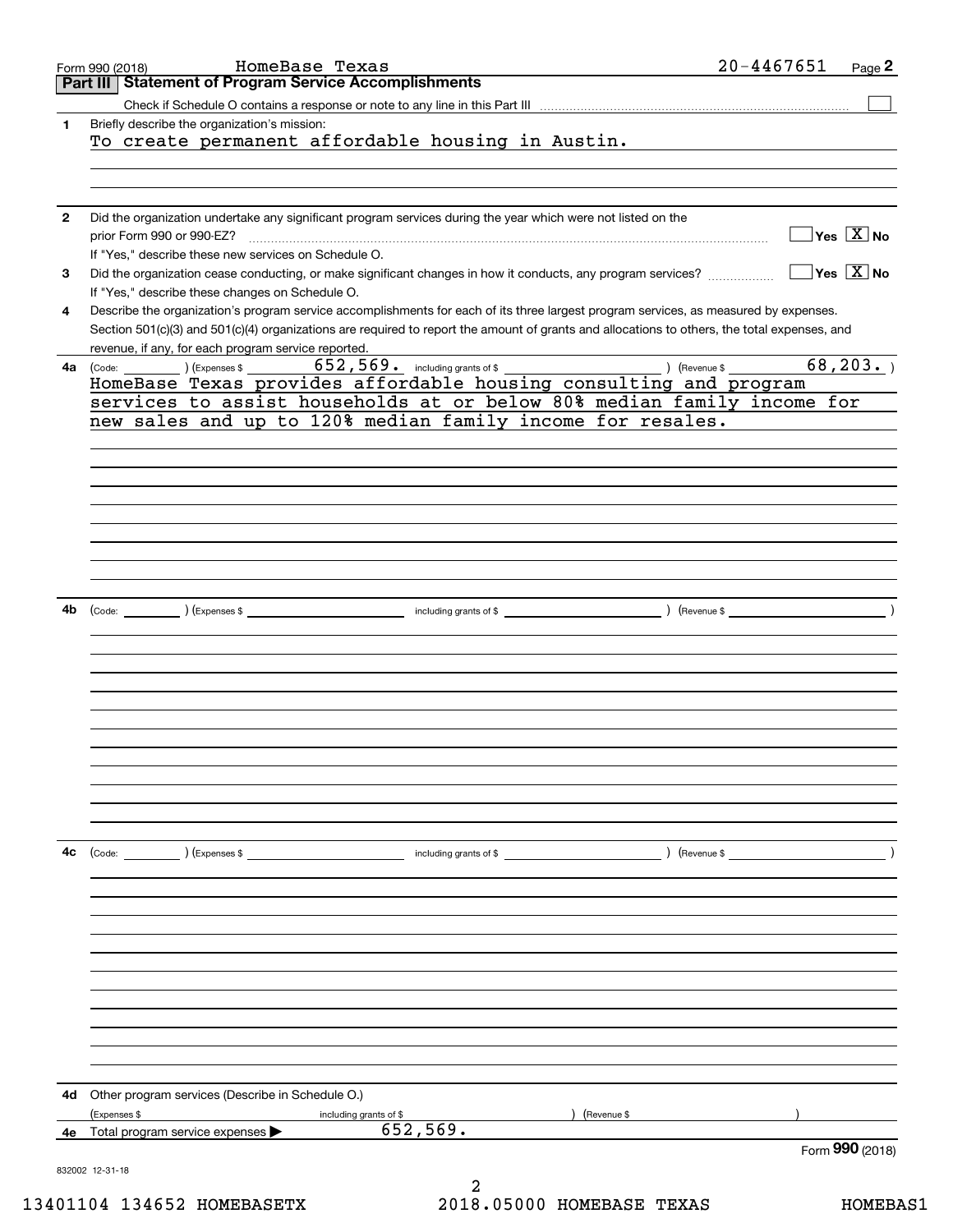Form 990 (2018) HomeBase Texas 20-4467651 Page **2**

## Part III Statement of Program Service Accomplishments

Check if Schedule O contains a response or note to any line in this Part III ☐

**1** Briefly describe the organization's mission:

To create permanent affordable housing in Austin.

**2** Did the organization undertake any significant program services during the year which were not listed on the prior Form 990 or 990-EZ? ☐ Yes ☒ No

If "Yes," describe these new services on Schedule O.

**3** Did the organization cease conducting, or make significant changes in how it conducts, any program services? ☐ Yes ☒ No

If "Yes," describe these changes on Schedule O.

**4** Describe the organization's program service accomplishments for each of its three largest program services, as measured by expenses. Section 501(c)(3) and 501(c)(4) organizations are required to report the amount of grants and allocations to others, the total expenses, and revenue, if any, for each program service reported.

**4a** (Code: ) (Expenses $ 652,569. including grants of $ ) (Revenue $ 68,203. )

HomeBase Texas provides affordable housing consulting and program services to assist households at or below 80% median family income for new sales and up to 120% median family income for resales.

**4b** (Code: ) (Expenses $ including grants of $ ) (Revenue $ )

**4c** (Code: ) (Expenses $ including grants of $ ) (Revenue $ )

**4d** Other program services (Describe in Schedule O.)

(Expenses $ including grants of $ ) (Revenue $ )

**4e** Total program service expenses ▶ 652,569.

Form **990** (2018)

832002 12-31-18

13401104 134652 HOMEBASETX 2018.05000 HOMEBASE TEXAS HOMEBAS1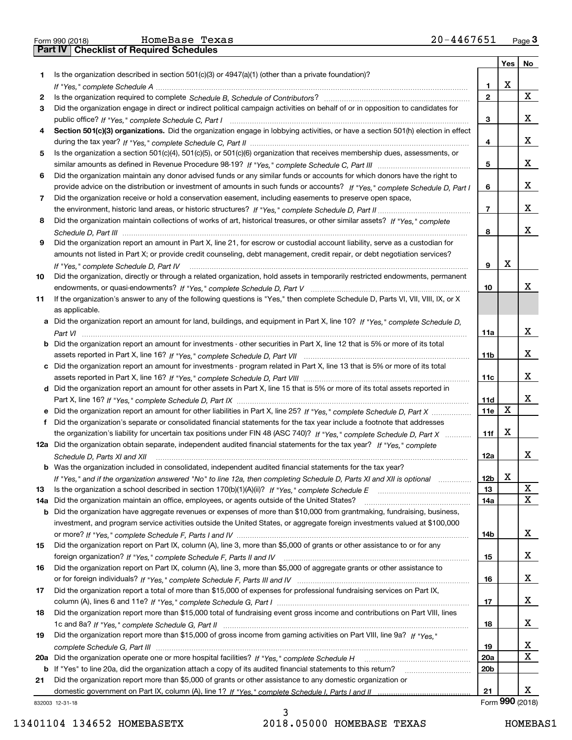Form 990 (2018) HomeBase Texas 20-4467651 Page **3**

## Part IV Checklist of Required Schedules

| | | | Yes | No |
|---|---|---|---|---|
| **1** | Is the organization described in section 501(c)(3) or 4947(a)(1) (other than a private foundation)? *If "Yes," complete Schedule A* | **1** | X | |
| **2** | Is the organization required to complete *Schedule B, Schedule of Contributors*? | **2** | | X |
| **3** | Did the organization engage in direct or indirect political campaign activities on behalf of or in opposition to candidates for public office? *If "Yes," complete Schedule C, Part I* | **3** | | X |
| **4** | **Section 501(c)(3) organizations.** Did the organization engage in lobbying activities, or have a section 501(h) election in effect during the tax year? *If "Yes," complete Schedule C, Part II* | **4** | | X |
| **5** | Is the organization a section 501(c)(4), 501(c)(5), or 501(c)(6) organization that receives membership dues, assessments, or similar amounts as defined in Revenue Procedure 98-19? *If "Yes," complete Schedule C, Part III* | **5** | | X |
| **6** | Did the organization maintain any donor advised funds or any similar funds or accounts for which donors have the right to provide advice on the distribution or investment of amounts in such funds or accounts? *If "Yes," complete Schedule D, Part I* | **6** | | X |
| **7** | Did the organization receive or hold a conservation easement, including easements to preserve open space, the environment, historic land areas, or historic structures? *If "Yes," complete Schedule D, Part II* | **7** | | X |
| **8** | Did the organization maintain collections of works of art, historical treasures, or other similar assets? *If "Yes," complete Schedule D, Part III* | **8** | | X |
| **9** | Did the organization report an amount in Part X, line 21, for escrow or custodial account liability, serve as a custodian for amounts not listed in Part X; or provide credit counseling, debt management, credit repair, or debt negotiation services? *If "Yes," complete Schedule D, Part IV* | **9** | X | |
| **10** | Did the organization, directly or through a related organization, hold assets in temporarily restricted endowments, permanent endowments, or quasi-endowments? *If "Yes," complete Schedule D, Part V* | **10** | | X |
| **11** | If the organization's answer to any of the following questions is "Yes," then complete Schedule D, Parts VI, VII, VIII, IX, or X as applicable. | | | |
| **a** | Did the organization report an amount for land, buildings, and equipment in Part X, line 10? *If "Yes," complete Schedule D, Part VI* | **11a** | | X |
| **b** | Did the organization report an amount for investments - other securities in Part X, line 12 that is 5% or more of its total assets reported in Part X, line 16? *If "Yes," complete Schedule D, Part VII* | **11b** | | X |
| **c** | Did the organization report an amount for investments - program related in Part X, line 13 that is 5% or more of its total assets reported in Part X, line 16? *If "Yes," complete Schedule D, Part VIII* | **11c** | | X |
| **d** | Did the organization report an amount for other assets in Part X, line 15 that is 5% or more of its total assets reported in Part X, line 16? *If "Yes," complete Schedule D, Part IX* | **11d** | | X |
| **e** | Did the organization report an amount for other liabilities in Part X, line 25? *If "Yes," complete Schedule D, Part X* | **11e** | X | |
| **f** | Did the organization's separate or consolidated financial statements for the tax year include a footnote that addresses the organization's liability for uncertain tax positions under FIN 48 (ASC 740)? *If "Yes," complete Schedule D, Part X* | **11f** | X | |
| **12a** | Did the organization obtain separate, independent audited financial statements for the tax year? *If "Yes," complete Schedule D, Parts XI and XII* | **12a** | | X |
| **b** | Was the organization included in consolidated, independent audited financial statements for the tax year? *If "Yes," and if the organization answered "No" to line 12a, then completing Schedule D, Parts XI and XII is optional* | **12b** | X | |
| **13** | Is the organization a school described in section 170(b)(1)(A)(ii)? *If "Yes," complete Schedule E* | **13** | | X |
| **14a** | Did the organization maintain an office, employees, or agents outside of the United States? | **14a** | | X |
| **b** | Did the organization have aggregate revenues or expenses of more than $10,000 from grantmaking, fundraising, business, investment, and program service activities outside the United States, or aggregate foreign investments valued at $100,000 or more? *If "Yes," complete Schedule F, Parts I and IV* | **14b** | | X |
| **15** | Did the organization report on Part IX, column (A), line 3, more than $5,000 of grants or other assistance to or for any foreign organization? *If "Yes," complete Schedule F, Parts II and IV* | **15** | | X |
| **16** | Did the organization report on Part IX, column (A), line 3, more than $5,000 of aggregate grants or other assistance to or for foreign individuals? *If "Yes," complete Schedule F, Parts III and IV* | **16** | | X |
| **17** | Did the organization report a total of more than $15,000 of expenses for professional fundraising services on Part IX, column (A), lines 6 and 11e? *If "Yes," complete Schedule G, Part I* | **17** | | X |
| **18** | Did the organization report more than $15,000 total of fundraising event gross income and contributions on Part VIII, lines 1c and 8a? *If "Yes," complete Schedule G, Part II* | **18** | | X |
| **19** | Did the organization report more than $15,000 of gross income from gaming activities on Part VIII, line 9a? *If "Yes," complete Schedule G, Part III* | **19** | | X |
| **20a** | Did the organization operate one or more hospital facilities? *If "Yes," complete Schedule H* | **20a** | | X |
| **b** | If "Yes" to line 20a, did the organization attach a copy of its audited financial statements to this return? | **20b** | | |
| **21** | Did the organization report more than $5,000 of grants or other assistance to any domestic organization or domestic government on Part IX, column (A), line 1? *If "Yes," complete Schedule I, Parts I and II* | **21** | | X |

832003 12-31-18 Form **990** (2018)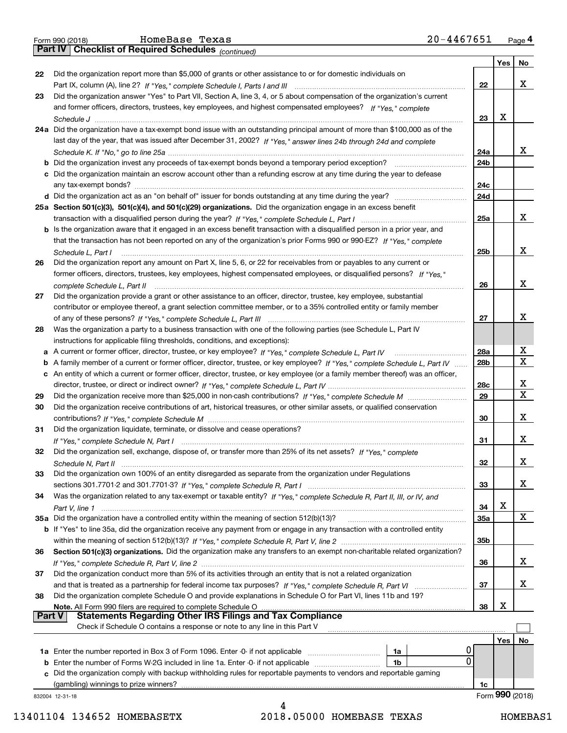Form 990 (2018) HomeBase Texas 20-4467651 Page 4

## Part IV Checklist of Required Schedules *(continued)*

| | | | Yes | No |
|---|---|---|---|---|
| 22 | Did the organization report more than $5,000 of grants or other assistance to or for domestic individuals on Part IX, column (A), line 2? *If "Yes," complete Schedule I, Parts I and III* | 22 | | X |
| 23 | Did the organization answer "Yes" to Part VII, Section A, line 3, 4, or 5 about compensation of the organization's current and former officers, directors, trustees, key employees, and highest compensated employees? *If "Yes," complete Schedule J* | 23 | X | |
| 24a | Did the organization have a tax-exempt bond issue with an outstanding principal amount of more than $100,000 as of the last day of the year, that was issued after December 31, 2002? *If "Yes," answer lines 24b through 24d and complete Schedule K. If "No," go to line 25a* | 24a | | X |
| b | Did the organization invest any proceeds of tax-exempt bonds beyond a temporary period exception? | 24b | | |
| c | Did the organization maintain an escrow account other than a refunding escrow at any time during the year to defease any tax-exempt bonds? | 24c | | |
| d | Did the organization act as an "on behalf of" issuer for bonds outstanding at any time during the year? | 24d | | |
| 25a | **Section 501(c)(3), 501(c)(4), and 501(c)(29) organizations.** Did the organization engage in an excess benefit transaction with a disqualified person during the year? *If "Yes," complete Schedule L, Part I* | 25a | | X |
| b | Is the organization aware that it engaged in an excess benefit transaction with a disqualified person in a prior year, and that the transaction has not been reported on any of the organization's prior Forms 990 or 990-EZ? *If "Yes," complete Schedule L, Part I* | 25b | | X |
| 26 | Did the organization report any amount on Part X, line 5, 6, or 22 for receivables from or payables to any current or former officers, directors, trustees, key employees, highest compensated employees, or disqualified persons? *If "Yes," complete Schedule L, Part II* | 26 | | X |
| 27 | Did the organization provide a grant or other assistance to an officer, director, trustee, key employee, substantial contributor or employee thereof, a grant selection committee member, or to a 35% controlled entity or family member of any of these persons? *If "Yes," complete Schedule L, Part III* | 27 | | X |
| 28 | Was the organization a party to a business transaction with one of the following parties (see Schedule L, Part IV instructions for applicable filing thresholds, conditions, and exceptions): | | | |
| a | A current or former officer, director, trustee, or key employee? *If "Yes," complete Schedule L, Part IV* | 28a | | X |
| b | A family member of a current or former officer, director, trustee, or key employee? *If "Yes," complete Schedule L, Part IV* | 28b | | X |
| c | An entity of which a current or former officer, director, trustee, or key employee (or a family member thereof) was an officer, director, trustee, or direct or indirect owner? *If "Yes," complete Schedule L, Part IV* | 28c | | X |
| 29 | Did the organization receive more than $25,000 in non-cash contributions? *If "Yes," complete Schedule M* | 29 | | X |
| 30 | Did the organization receive contributions of art, historical treasures, or other similar assets, or qualified conservation contributions? *If "Yes," complete Schedule M* | 30 | | X |
| 31 | Did the organization liquidate, terminate, or dissolve and cease operations? *If "Yes," complete Schedule N, Part I* | 31 | | X |
| 32 | Did the organization sell, exchange, dispose of, or transfer more than 25% of its net assets? *If "Yes," complete Schedule N, Part II* | 32 | | X |
| 33 | Did the organization own 100% of an entity disregarded as separate from the organization under Regulations sections 301.7701-2 and 301.7701-3? *If "Yes," complete Schedule R, Part I* | 33 | | X |
| 34 | Was the organization related to any tax-exempt or taxable entity? *If "Yes," complete Schedule R, Part II, III, or IV, and Part V, line 1* | 34 | X | |
| 35a | Did the organization have a controlled entity within the meaning of section 512(b)(13)? | 35a | | X |
| b | If "Yes" to line 35a, did the organization receive any payment from or engage in any transaction with a controlled entity within the meaning of section 512(b)(13)? *If "Yes," complete Schedule R, Part V, line 2* | 35b | | |
| 36 | **Section 501(c)(3) organizations.** Did the organization make any transfers to an exempt non-charitable related organization? *If "Yes," complete Schedule R, Part V, line 2* | 36 | | X |
| 37 | Did the organization conduct more than 5% of its activities through an entity that is not a related organization and that is treated as a partnership for federal income tax purposes? *If "Yes," complete Schedule R, Part VI* | 37 | | X |
| 38 | Did the organization complete Schedule O and provide explanations in Schedule O for Part VI, lines 11b and 19? **Note.** All Form 990 filers are required to complete Schedule O | 38 | X | |

## Part V Statements Regarding Other IRS Filings and Tax Compliance

Check if Schedule O contains a response or note to any line in this Part V ☐

| | | | | | Yes | No |
|---|---|---|---|---|---|---|
| 1a | Enter the number reported in Box 3 of Form 1096. Enter -0- if not applicable | 1a | 0 | | | |
| b | Enter the number of Forms W-2G included in line 1a. Enter -0- if not applicable | 1b | 0 | | | |
| c | Did the organization comply with backup withholding rules for reportable payments to vendors and reportable gaming (gambling) winnings to prize winners? | | | 1c | | |

832004 12-31-18 Form **990** (2018)

13401104 134652 HOMEBASETX 2018.05000 HOMEBASE TEXAS HOMEBAS1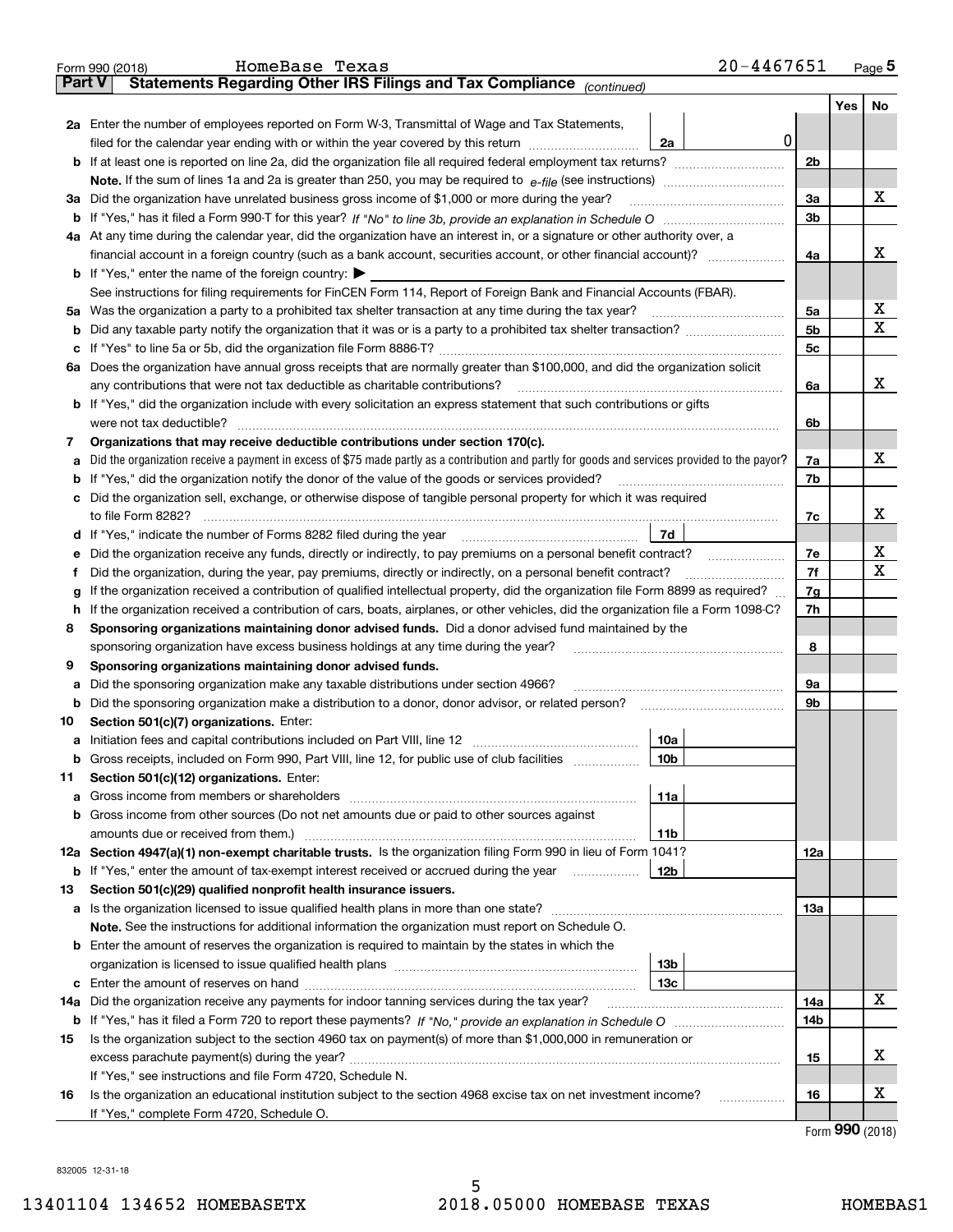Form 990 (2018) HomeBase Texas 20-4467651 Page **5**

## Part V Statements Regarding Other IRS Filings and Tax Compliance *(continued)*

| | | | | Yes | No |
|---|---|---|---|---|---|
| **2a** | Enter the number of employees reported on Form W-3, Transmittal of Wage and Tax Statements, filed for the calendar year ending with or within the year covered by this return | **2a** 0 | | | |
| **b** | If at least one is reported on line 2a, did the organization file all required federal employment tax returns? | | **2b** | | |
| | **Note.** If the sum of lines 1a and 2a is greater than 250, you may be required to *e-file* (see instructions) | | | | |
| **3a** | Did the organization have unrelated business gross income of $1,000 or more during the year? | | **3a** | | X |
| **b** | If "Yes," has it filed a Form 990-T for this year? *If "No" to line 3b, provide an explanation in Schedule O* | | **3b** | | |
| **4a** | At any time during the calendar year, did the organization have an interest in, or a signature or other authority over, a financial account in a foreign country (such as a bank account, securities account, or other financial account)? | | **4a** | | X |
| **b** | If "Yes," enter the name of the foreign country: ▶ | | | | |
| | See instructions for filing requirements for FinCEN Form 114, Report of Foreign Bank and Financial Accounts (FBAR). | | | | |
| **5a** | Was the organization a party to a prohibited tax shelter transaction at any time during the tax year? | | **5a** | | X |
| **b** | Did any taxable party notify the organization that it was or is a party to a prohibited tax shelter transaction? | | **5b** | | X |
| **c** | If "Yes" to line 5a or 5b, did the organization file Form 8886-T? | | **5c** | | |
| **6a** | Does the organization have annual gross receipts that are normally greater than $100,000, and did the organization solicit any contributions that were not tax deductible as charitable contributions? | | **6a** | | X |
| **b** | If "Yes," did the organization include with every solicitation an express statement that such contributions or gifts were not tax deductible? | | **6b** | | |
| **7** | **Organizations that may receive deductible contributions under section 170(c).** | | | | |
| **a** | Did the organization receive a payment in excess of $75 made partly as a contribution and partly for goods and services provided to the payor? | | **7a** | | X |
| **b** | If "Yes," did the organization notify the donor of the value of the goods or services provided? | | **7b** | | |
| **c** | Did the organization sell, exchange, or otherwise dispose of tangible personal property for which it was required to file Form 8282? | | **7c** | | X |
| **d** | If "Yes," indicate the number of Forms 8282 filed during the year | **7d** | | | |
| **e** | Did the organization receive any funds, directly or indirectly, to pay premiums on a personal benefit contract? | | **7e** | | X |
| **f** | Did the organization, during the year, pay premiums, directly or indirectly, on a personal benefit contract? | | **7f** | | X |
| **g** | If the organization received a contribution of qualified intellectual property, did the organization file Form 8899 as required? | | **7g** | | |
| **h** | If the organization received a contribution of cars, boats, airplanes, or other vehicles, did the organization file a Form 1098-C? | | **7h** | | |
| **8** | **Sponsoring organizations maintaining donor advised funds.** Did a donor advised fund maintained by the sponsoring organization have excess business holdings at any time during the year? | | **8** | | |
| **9** | **Sponsoring organizations maintaining donor advised funds.** | | | | |
| **a** | Did the sponsoring organization make any taxable distributions under section 4966? | | **9a** | | |
| **b** | Did the sponsoring organization make a distribution to a donor, donor advisor, or related person? | | **9b** | | |
| **10** | **Section 501(c)(7) organizations.** Enter: | | | | |
| **a** | Initiation fees and capital contributions included on Part VIII, line 12 | **10a** | | | |
| **b** | Gross receipts, included on Form 990, Part VIII, line 12, for public use of club facilities | **10b** | | | |
| **11** | **Section 501(c)(12) organizations.** Enter: | | | | |
| **a** | Gross income from members or shareholders | **11a** | | | |
| **b** | Gross income from other sources (Do not net amounts due or paid to other sources against amounts due or received from them.) | **11b** | | | |
| **12a** | **Section 4947(a)(1) non-exempt charitable trusts.** Is the organization filing Form 990 in lieu of Form 1041? | | **12a** | | |
| **b** | If "Yes," enter the amount of tax-exempt interest received or accrued during the year | **12b** | | | |
| **13** | **Section 501(c)(29) qualified nonprofit health insurance issuers.** | | | | |
| **a** | Is the organization licensed to issue qualified health plans in more than one state? | | **13a** | | |
| | **Note.** See the instructions for additional information the organization must report on Schedule O. | | | | |
| **b** | Enter the amount of reserves the organization is required to maintain by the states in which the organization is licensed to issue qualified health plans | **13b** | | | |
| **c** | Enter the amount of reserves on hand | **13c** | | | |
| **14a** | Did the organization receive any payments for indoor tanning services during the tax year? | | **14a** | | X |
| **b** | If "Yes," has it filed a Form 720 to report these payments? *If "No," provide an explanation in Schedule O* | | **14b** | | |
| **15** | Is the organization subject to the section 4960 tax on payment(s) of more than $1,000,000 in remuneration or excess parachute payment(s) during the year? | | **15** | | X |
| | If "Yes," see instructions and file Form 4720, Schedule N. | | | | |
| **16** | Is the organization an educational institution subject to the section 4968 excise tax on net investment income? | | **16** | | X |
| | If "Yes," complete Form 4720, Schedule O. | | | | |

Form **990** (2018)

832005 12-31-18

13401104 134652 HOMEBASETX 2018.05000 HOMEBASE TEXAS HOMEBAS1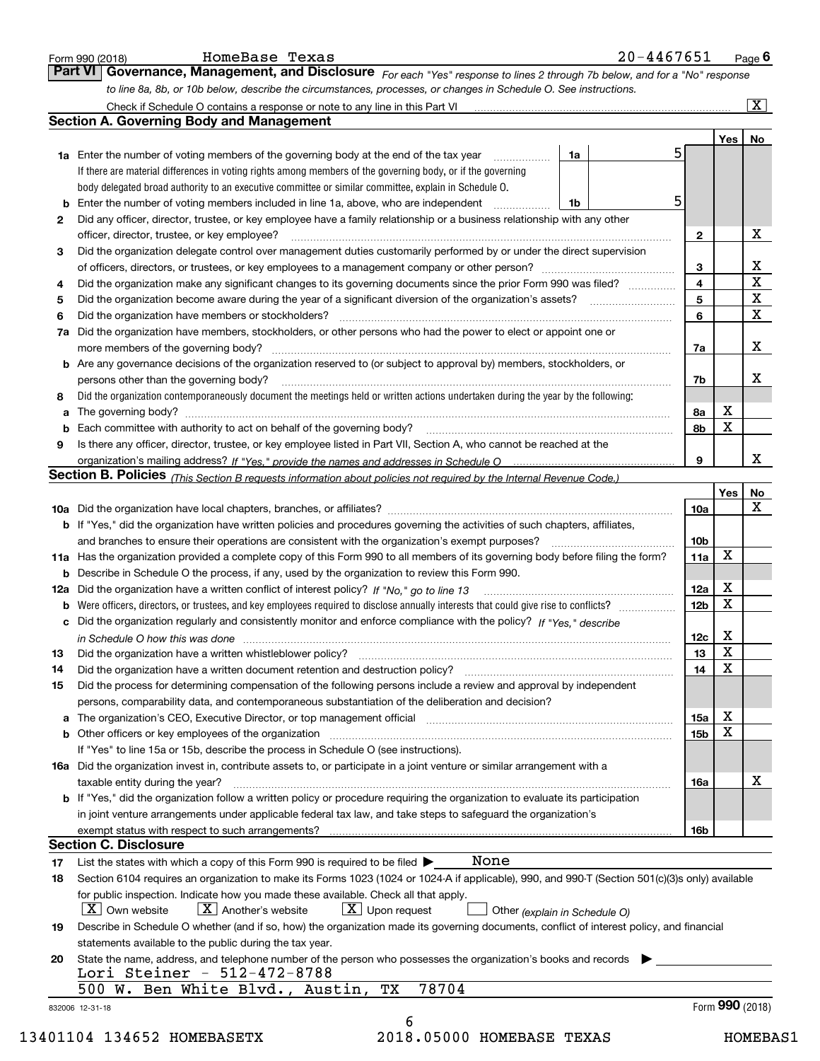Form 990 (2018) HomeBase Texas 20-4467651 Page **6**

## Part VI Governance, Management, and Disclosure

*For each "Yes" response to lines 2 through 7b below, and for a "No" response to line 8a, 8b, or 10b below, describe the circumstances, processes, or changes in Schedule O. See instructions.*

Check if Schedule O contains a response or note to any line in this Part VI ..... [X]

### Section A. Governing Body and Management

| | | | | Yes | No |
|---|---|---|---|---|---|
| **1a** | Enter the number of voting members of the governing body at the end of the tax year ..... **1a** 5<br>If there are material differences in voting rights among members of the governing body, or if the governing body delegated broad authority to an executive committee or similar committee, explain in Schedule O. | | | | |
| **b** | Enter the number of voting members included in line 1a, above, who are independent ..... **1b** 5 | | | | |
| **2** | Did any officer, director, trustee, or key employee have a family relationship or a business relationship with any other officer, director, trustee, or key employee? | | **2** | | X |
| **3** | Did the organization delegate control over management duties customarily performed by or under the direct supervision of officers, directors, or trustees, or key employees to a management company or other person? | | **3** | | X |
| **4** | Did the organization make any significant changes to its governing documents since the prior Form 990 was filed? | | **4** | | X |
| **5** | Did the organization become aware during the year of a significant diversion of the organization's assets? | | **5** | | X |
| **6** | Did the organization have members or stockholders? | | **6** | | X |
| **7a** | Did the organization have members, stockholders, or other persons who had the power to elect or appoint one or more members of the governing body? | | **7a** | | X |
| **b** | Are any governance decisions of the organization reserved to (or subject to approval by) members, stockholders, or persons other than the governing body? | | **7b** | | X |
| **8** | Did the organization contemporaneously document the meetings held or written actions undertaken during the year by the following: | | | | |
| **a** | The governing body? | | **8a** | X | |
| **b** | Each committee with authority to act on behalf of the governing body? | | **8b** | X | |
| **9** | Is there any officer, director, trustee, or key employee listed in Part VII, Section A, who cannot be reached at the organization's mailing address? *If "Yes," provide the names and addresses in Schedule O* | | **9** | | X |

### Section B. Policies *(This Section B requests information about policies not required by the Internal Revenue Code.)*

| | | | Yes | No |
|---|---|---|---|---|
| **10a** | Did the organization have local chapters, branches, or affiliates? | **10a** | | X |
| **b** | If "Yes," did the organization have written policies and procedures governing the activities of such chapters, affiliates, and branches to ensure their operations are consistent with the organization's exempt purposes? | **10b** | | |
| **11a** | Has the organization provided a complete copy of this Form 990 to all members of its governing body before filing the form? | **11a** | X | |
| **b** | Describe in Schedule O the process, if any, used by the organization to review this Form 990. | | | |
| **12a** | Did the organization have a written conflict of interest policy? *If "No," go to line 13* | **12a** | X | |
| **b** | Were officers, directors, or trustees, and key employees required to disclose annually interests that could give rise to conflicts? | **12b** | X | |
| **c** | Did the organization regularly and consistently monitor and enforce compliance with the policy? *If "Yes," describe in Schedule O how this was done* | **12c** | X | |
| **13** | Did the organization have a written whistleblower policy? | **13** | X | |
| **14** | Did the organization have a written document retention and destruction policy? | **14** | X | |
| **15** | Did the process for determining compensation of the following persons include a review and approval by independent persons, comparability data, and contemporaneous substantiation of the deliberation and decision? | | | |
| **a** | The organization's CEO, Executive Director, or top management official | **15a** | X | |
| **b** | Other officers or key employees of the organization | **15b** | X | |
| | If "Yes" to line 15a or 15b, describe the process in Schedule O (see instructions). | | | |
| **16a** | Did the organization invest in, contribute assets to, or participate in a joint venture or similar arrangement with a taxable entity during the year? | **16a** | | X |
| **b** | If "Yes," did the organization follow a written policy or procedure requiring the organization to evaluate its participation in joint venture arrangements under applicable federal tax law, and take steps to safeguard the organization's exempt status with respect to such arrangements? | **16b** | | |

### Section C. Disclosure

**17** List the states with which a copy of this Form 990 is required to be filed ▶ None

**18** Section 6104 requires an organization to make its Forms 1023 (1024 or 1024-A if applicable), 990, and 990-T (Section 501(c)(3)s only) available for public inspection. Indicate how you made these available. Check all that apply.

[X] Own website [X] Another's website [X] Upon request [ ] Other *(explain in Schedule O)*

**19** Describe in Schedule O whether (and if so, how) the organization made its governing documents, conflict of interest policy, and financial statements available to the public during the tax year.

**20** State the name, address, and telephone number of the person who possesses the organization's books and records ▶

Lori Steiner - 512-472-8788
500 W. Ben White Blvd., Austin, TX 78704

832006 12-31-18 Form **990** (2018)

13401104 134652 HOMEBASETX 2018.05000 HOMEBASE TEXAS HOMEBAS1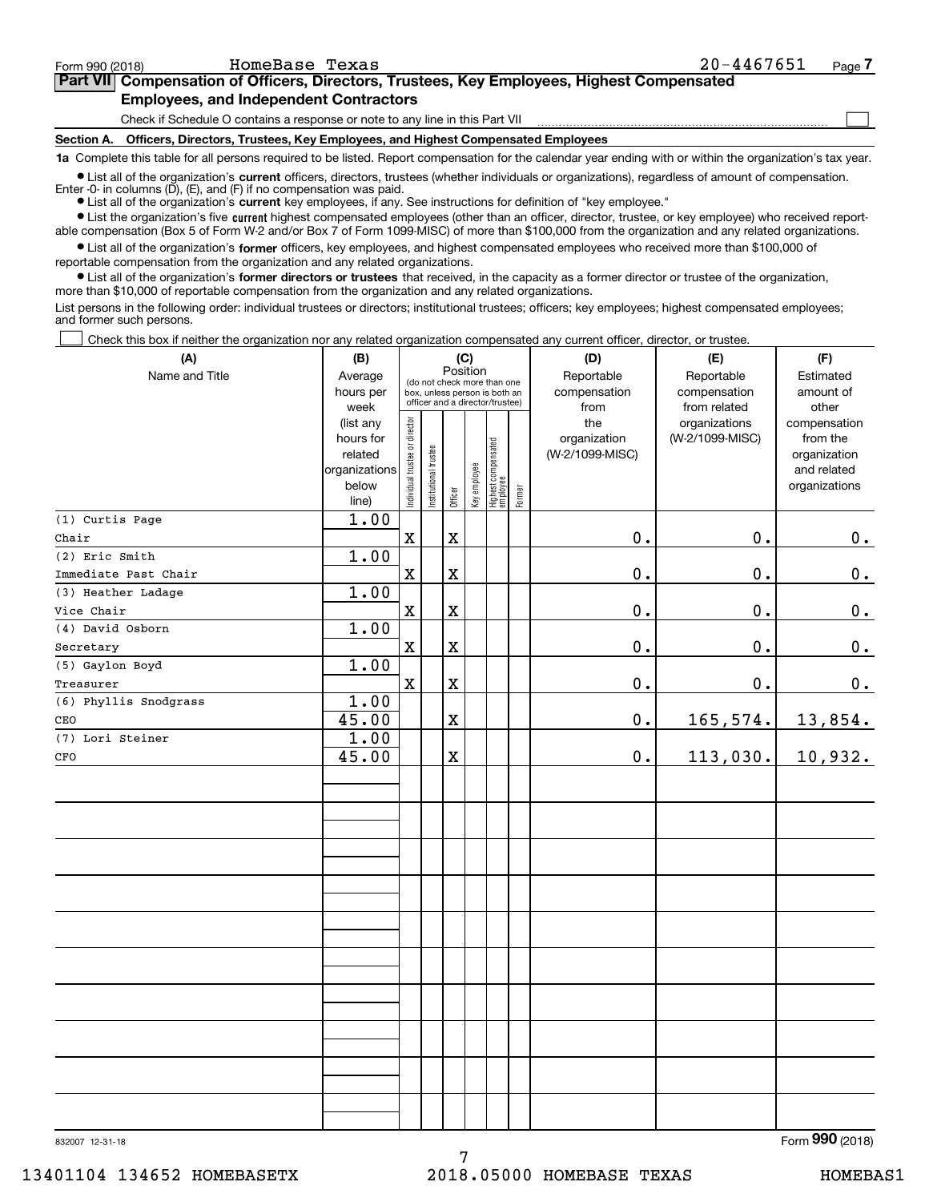Form 990 (2018) HomeBase Texas 20-4467651 Page 7

## Part VII Compensation of Officers, Directors, Trustees, Key Employees, Highest Compensated Employees, and Independent Contractors

Check if Schedule O contains a response or note to any line in this Part VII ☐

**Section A. Officers, Directors, Trustees, Key Employees, and Highest Compensated Employees**

**1a** Complete this table for all persons required to be listed. Report compensation for the calendar year ending with or within the organization's tax year.

- List all of the organization's **current** officers, directors, trustees (whether individuals or organizations), regardless of amount of compensation. Enter -0- in columns (D), (E), and (F) if no compensation was paid.
- List all of the organization's **current** key employees, if any. See instructions for definition of "key employee."
- List the organization's five **current** highest compensated employees (other than an officer, director, trustee, or key employee) who received reportable compensation (Box 5 of Form W-2 and/or Box 7 of Form 1099-MISC) of more than $100,000 from the organization and any related organizations.
- List all of the organization's **former** officers, key employees, and highest compensated employees who received more than $100,000 of reportable compensation from the organization and any related organizations.
- List all of the organization's **former directors or trustees** that received, in the capacity as a former director or trustee of the organization, more than $10,000 of reportable compensation from the organization and any related organizations.

List persons in the following order: individual trustees or directors; institutional trustees; officers; key employees; highest compensated employees; and former such persons.

☐ Check this box if neither the organization nor any related organization compensated any current officer, director, or trustee.

| (A) Name and Title | (B) Average hours per week (list any hours for related organizations below line) | (C) Position: Individual trustee or director | Institutional trustee | Officer | Key employee | Highest compensated employee | Former | (D) Reportable compensation from the organization (W-2/1099-MISC) | (E) Reportable compensation from related organizations (W-2/1099-MISC) | (F) Estimated amount of other compensation from the organization and related organizations |
|---|---|---|---|---|---|---|---|---|---|---|
| (1) Curtis Page<br>Chair | 1.00 | X | | X | | | | 0. | 0. | 0. |
| (2) Eric Smith<br>Immediate Past Chair | 1.00 | X | | X | | | | 0. | 0. | 0. |
| (3) Heather Ladage<br>Vice Chair | 1.00 | X | | X | | | | 0. | 0. | 0. |
| (4) David Osborn<br>Secretary | 1.00 | X | | X | | | | 0. | 0. | 0. |
| (5) Gaylon Boyd<br>Treasurer | 1.00 | X | | X | | | | 0. | 0. | 0. |
| (6) Phyllis Snodgrass<br>CEO | 1.00<br>45.00 | | | X | | | | 0. | 165,574. | 13,854. |
| (7) Lori Steiner<br>CFO | 1.00<br>45.00 | | | X | | | | 0. | 113,030. | 10,932. |

832007 12-31-18 Form **990** (2018)

13401104 134652 HOMEBASETX 2018.05000 HOMEBASE TEXAS HOMEBAS1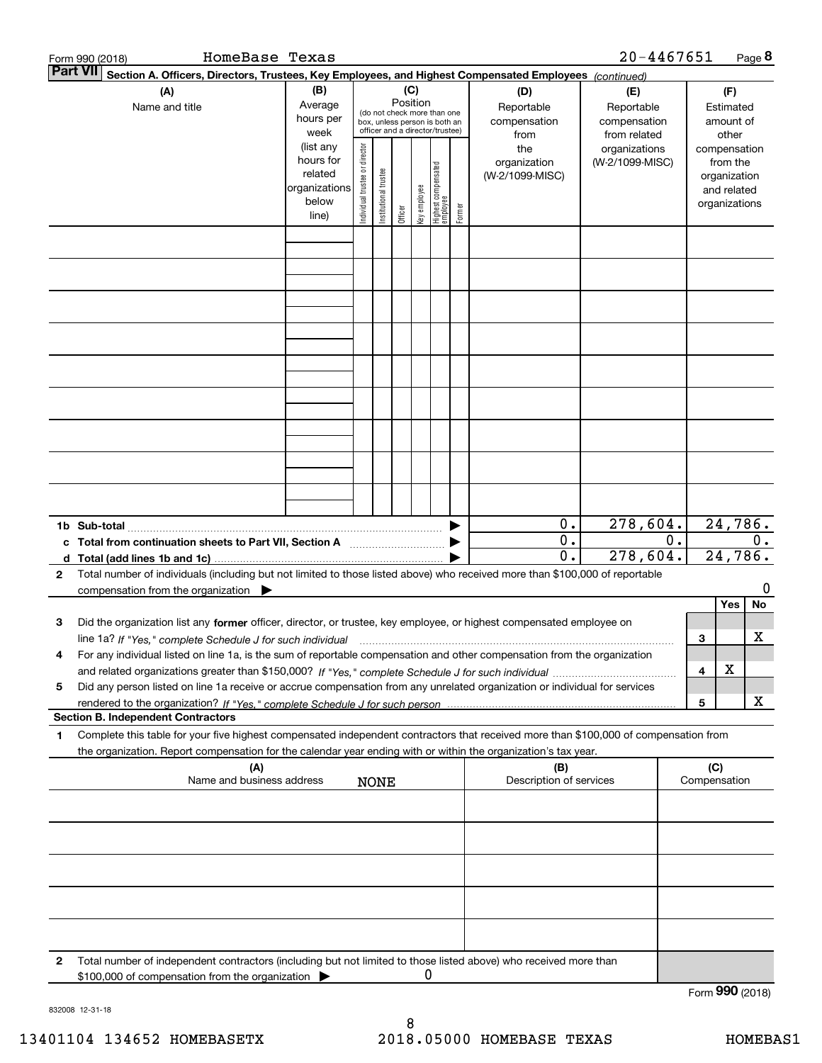Form 990 (2018) HomeBase Texas 20-4467651 Page **8**

**Part VII** **Section A. Officers, Directors, Trustees, Key Employees, and Highest Compensated Employees** *(continued)*

| (A) Name and title | (B) Average hours per week (list any hours for related organizations below line) | (C) Position (do not check more than one box, unless person is both an officer and a director/trustee): Individual trustee or director | Institutional trustee | Officer | Key employee | Highest compensated employee | Former | (D) Reportable compensation from the organization (W-2/1099-MISC) | (E) Reportable compensation from related organizations (W-2/1099-MISC) | (F) Estimated amount of other compensation from the organization and related organizations |
|---|---|---|---|---|---|---|---|---|---|---|
| | | | | | | | | | | |
| | | | | | | | | | | |
| | | | | | | | | | | |
| | | | | | | | | | | |
| | | | | | | | | | | |
| | | | | | | | | | | |
| | | | | | | | | | | |
| | | | | | | | | | | |
| | | | | | | | | | | |
| **1b Sub-total** | | | | | | | ▶ | 0. | 278,604. | 24,786. |
| **c Total from continuation sheets to Part VII, Section A** | | | | | | | ▶ | 0. | 0. | 0. |
| **d Total (add lines 1b and 1c)** | | | | | | | ▶ | 0. | 278,604. | 24,786. |

**2** Total number of individuals (including but not limited to those listed above) who received more than $100,000 of reportable compensation from the organization ▶ 0

| | | | Yes | No |
|---|---|---|---|---|
| **3** | Did the organization list any **former** officer, director, or trustee, key employee, or highest compensated employee on line 1a? *If "Yes," complete Schedule J for such individual* | 3 | | X |
| **4** | For any individual listed on line 1a, is the sum of reportable compensation and other compensation from the organization and related organizations greater than $150,000? *If "Yes," complete Schedule J for such individual* | 4 | X | |
| **5** | Did any person listed on line 1a receive or accrue compensation from any unrelated organization or individual for services rendered to the organization? *If "Yes," complete Schedule J for such person* | 5 | | X |

**Section B. Independent Contractors**

**1** Complete this table for your five highest compensated independent contractors that received more than $100,000 of compensation from the organization. Report compensation for the calendar year ending with or within the organization's tax year.

| (A) Name and business address | (B) Description of services | (C) Compensation |
|---|---|---|
| NONE | | |
| | | |
| | | |
| | | |
| | | |

**2** Total number of independent contractors (including but not limited to those listed above) who received more than $100,000 of compensation from the organization ▶ 0

Form **990** (2018)

832008 12-31-18

13401104 134652 HOMEBASETX 2018.05000 HOMEBASE TEXAS HOMEBAS1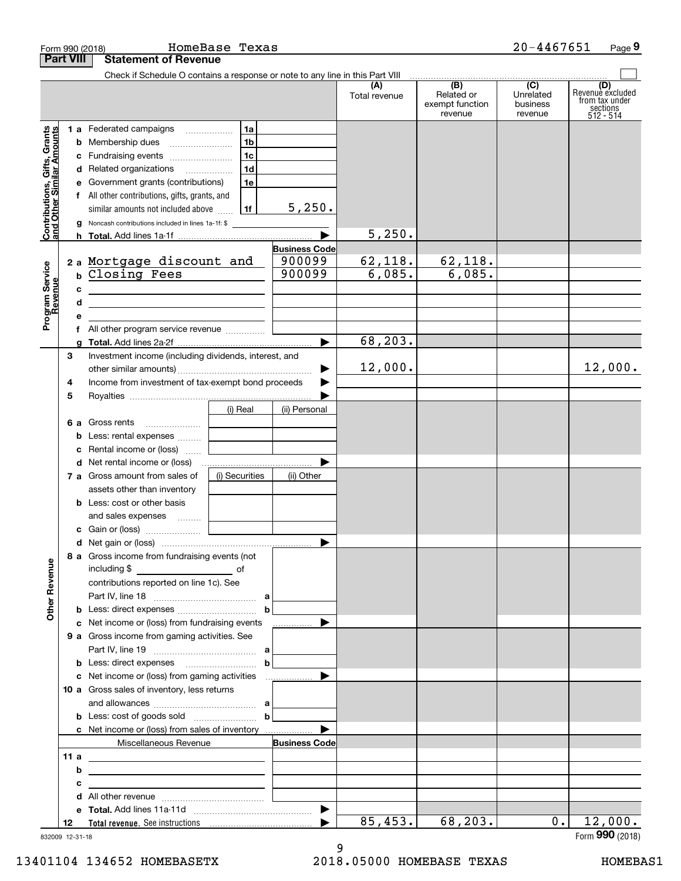Form 990 (2018) HomeBase Texas 20-4467651 Page 9

**Part VIII Statement of Revenue**

Check if Schedule O contains a response or note to any line in this Part VIII

| | | | | (A) Total revenue | (B) Related or exempt function revenue | (C) Unrelated business revenue | (D) Revenue excluded from tax under sections 512 - 514 |
|---|---|---|---|---|---|---|---|
| **Contributions, Gifts, Grants and Other Similar Amounts** | 1 a | Federated campaigns | 1a | | | | |
| | b | Membership dues | 1b | | | | |
| | c | Fundraising events | 1c | | | | |
| | d | Related organizations | 1d | | | | |
| | e | Government grants (contributions) | 1e | | | | |
| | f | All other contributions, gifts, grants, and similar amounts not included above | 1f 5,250. | | | | |
| | g | Noncash contributions included in lines 1a-1f: $ | | | | | |
| | h | **Total.** Add lines 1a-1f | | 5,250. | | | |
| **Program Service Revenue** | | | **Business Code** | | | | |
| | 2 a | Mortgage discount and | 900099 | 62,118. | 62,118. | | |
| | b | Closing Fees | 900099 | 6,085. | 6,085. | | |
| | c | | | | | | |
| | d | | | | | | |
| | e | | | | | | |
| | f | All other program service revenue | | | | | |
| | g | **Total.** Add lines 2a-2f | | 68,203. | | | |
| **Other Revenue** | 3 | Investment income (including dividends, interest, and other similar amounts) | | 12,000. | | | 12,000. |
| | 4 | Income from investment of tax-exempt bond proceeds | | | | | |
| | 5 | Royalties | | | | | |
| | | | (i) Real / (ii) Personal | | | | |
| | 6 a | Gross rents | | | | | |
| | b | Less: rental expenses | | | | | |
| | c | Rental income or (loss) | | | | | |
| | d | Net rental income or (loss) | | | | | |
| | | | (i) Securities / (ii) Other | | | | |
| | 7 a | Gross amount from sales of assets other than inventory | | | | | |
| | b | Less: cost or other basis and sales expenses | | | | | |
| | c | Gain or (loss) | | | | | |
| | d | Net gain or (loss) | | | | | |
| | 8 a | Gross income from fundraising events (not including $ of contributions reported on line 1c). See Part IV, line 18 | a | | | | |
| | b | Less: direct expenses | b | | | | |
| | c | Net income or (loss) from fundraising events | | | | | |
| | 9 a | Gross income from gaming activities. See Part IV, line 19 | a | | | | |
| | b | Less: direct expenses | b | | | | |
| | c | Net income or (loss) from gaming activities | | | | | |
| | 10 a | Gross sales of inventory, less returns and allowances | a | | | | |
| | b | Less: cost of goods sold | b | | | | |
| | c | Net income or (loss) from sales of inventory | | | | | |
| | | Miscellaneous Revenue | **Business Code** | | | | |
| | 11 a | | | | | | |
| | b | | | | | | |
| | c | | | | | | |
| | d | All other revenue | | | | | |
| | e | **Total.** Add lines 11a-11d | | | | | |
| | 12 | **Total revenue.** See instructions | | 85,453. | 68,203. | 0. | 12,000. |

832009 12-31-18 Form **990** (2018)

13401104 134652 HOMEBASETX 2018.05000 HOMEBASE TEXAS HOMEBAS1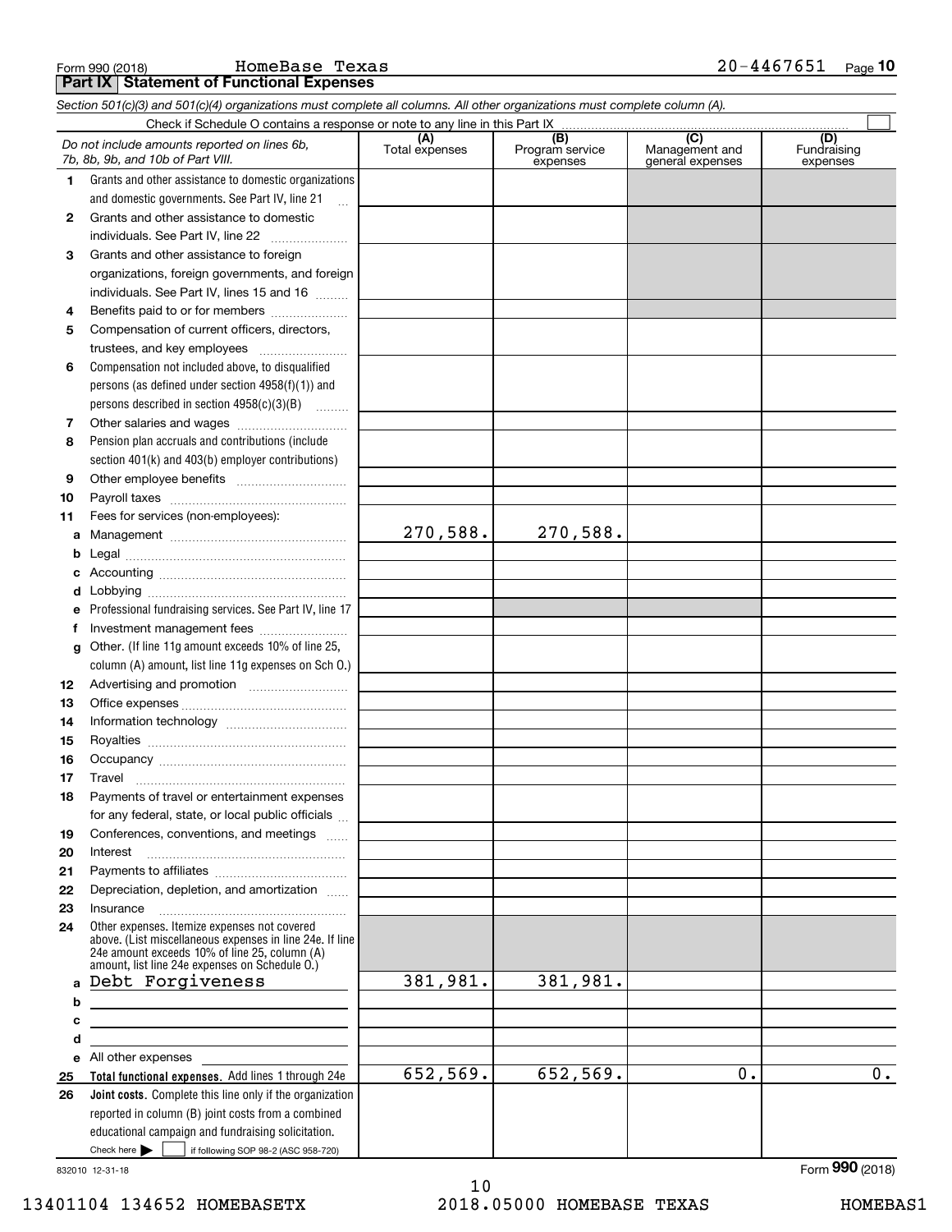Form 990 (2018) HomeBase Texas 20-4467651 Page **10**

**Part IX | Statement of Functional Expenses**

*Section 501(c)(3) and 501(c)(4) organizations must complete all columns. All other organizations must complete column (A).*

Check if Schedule O contains a response or note to any line in this Part IX ☐

| | *Do not include amounts reported on lines 6b, 7b, 8b, 9b, and 10b of Part VIII.* | (A) Total expenses | (B) Program service expenses | (C) Management and general expenses | (D) Fundraising expenses |
|---|---|---|---|---|---|
| 1 | Grants and other assistance to domestic organizations and domestic governments. See Part IV, line 21 | | | | |
| 2 | Grants and other assistance to domestic individuals. See Part IV, line 22 | | | | |
| 3 | Grants and other assistance to foreign organizations, foreign governments, and foreign individuals. See Part IV, lines 15 and 16 | | | | |
| 4 | Benefits paid to or for members | | | | |
| 5 | Compensation of current officers, directors, trustees, and key employees | | | | |
| 6 | Compensation not included above, to disqualified persons (as defined under section 4958(f)(1)) and persons described in section 4958(c)(3)(B) | | | | |
| 7 | Other salaries and wages | | | | |
| 8 | Pension plan accruals and contributions (include section 401(k) and 403(b) employer contributions) | | | | |
| 9 | Other employee benefits | | | | |
| 10 | Payroll taxes | | | | |
| 11 | Fees for services (non-employees): | | | | |
| a | Management | 270,588. | 270,588. | | |
| b | Legal | | | | |
| c | Accounting | | | | |
| d | Lobbying | | | | |
| e | Professional fundraising services. See Part IV, line 17 | | | | |
| f | Investment management fees | | | | |
| g | Other. (If line 11g amount exceeds 10% of line 25, column (A) amount, list line 11g expenses on Sch O.) | | | | |
| 12 | Advertising and promotion | | | | |
| 13 | Office expenses | | | | |
| 14 | Information technology | | | | |
| 15 | Royalties | | | | |
| 16 | Occupancy | | | | |
| 17 | Travel | | | | |
| 18 | Payments of travel or entertainment expenses for any federal, state, or local public officials | | | | |
| 19 | Conferences, conventions, and meetings | | | | |
| 20 | Interest | | | | |
| 21 | Payments to affiliates | | | | |
| 22 | Depreciation, depletion, and amortization | | | | |
| 23 | Insurance | | | | |
| 24 | Other expenses. Itemize expenses not covered above. (List miscellaneous expenses in line 24e. If line 24e amount exceeds 10% of line 25, column (A) amount, list line 24e expenses on Schedule O.) | | | | |
| a | Debt Forgiveness | 381,981. | 381,981. | | |
| b | | | | | |
| c | | | | | |
| d | | | | | |
| e | All other expenses | | | | |
| 25 | **Total functional expenses.** Add lines 1 through 24e | 652,569. | 652,569. | 0. | 0. |
| 26 | **Joint costs.** Complete this line only if the organization reported in column (B) joint costs from a combined educational campaign and fundraising solicitation. Check here ▶ ☐ if following SOP 98-2 (ASC 958-720) | | | | |

832010 12-31-18

Form **990** (2018)

13401104 134652 HOMEBASETX 2018.05000 HOMEBASE TEXAS HOMEBAS1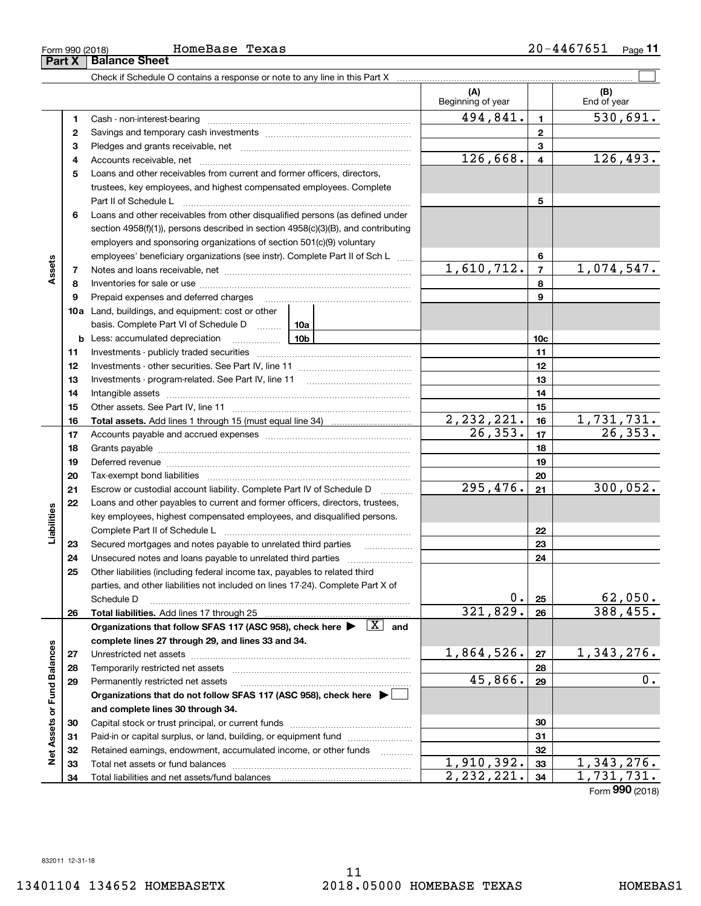Form 990 (2018) HomeBase Texas 20-4467651

## Part X Balance Sheet

Check if Schedule O contains a response or note to any line in this Part X ☐

| | | | (A) Beginning of year | | (B) End of year |
|---|---|---|---|---|---|
| **Assets** | 1 | Cash - non-interest-bearing | 494,841. | 1 | 530,691. |
| | 2 | Savings and temporary cash investments | | 2 | |
| | 3 | Pledges and grants receivable, net | | 3 | |
| | 4 | Accounts receivable, net | 126,668. | 4 | 126,493. |
| | 5 | Loans and other receivables from current and former officers, directors, trustees, key employees, and highest compensated employees. Complete Part II of Schedule L | | 5 | |
| | 6 | Loans and other receivables from other disqualified persons (as defined under section 4958(f)(1)), persons described in section 4958(c)(3)(B), and contributing employers and sponsoring organizations of section 501(c)(9) voluntary employees' beneficiary organizations (see instr). Complete Part II of Sch L | | 6 | |
| | 7 | Notes and loans receivable, net | 1,610,712. | 7 | 1,074,547. |
| | 8 | Inventories for sale or use | | 8 | |
| | 9 | Prepaid expenses and deferred charges | | 9 | |
| | 10a | Land, buildings, and equipment: cost or other basis. Complete Part VI of Schedule D — 10a | | | |
| | b | Less: accumulated depreciation — 10b | | 10c | |
| | 11 | Investments - publicly traded securities | | 11 | |
| | 12 | Investments - other securities. See Part IV, line 11 | | 12 | |
| | 13 | Investments - program-related. See Part IV, line 11 | | 13 | |
| | 14 | Intangible assets | | 14 | |
| | 15 | Other assets. See Part IV, line 11 | | 15 | |
| | 16 | **Total assets.** Add lines 1 through 15 (must equal line 34) | 2,232,221. | 16 | 1,731,731. |
| **Liabilities** | 17 | Accounts payable and accrued expenses | 26,353. | 17 | 26,353. |
| | 18 | Grants payable | | 18 | |
| | 19 | Deferred revenue | | 19 | |
| | 20 | Tax-exempt bond liabilities | | 20 | |
| | 21 | Escrow or custodial account liability. Complete Part IV of Schedule D | 295,476. | 21 | 300,052. |
| | 22 | Loans and other payables to current and former officers, directors, trustees, key employees, highest compensated employees, and disqualified persons. Complete Part II of Schedule L | | 22 | |
| | 23 | Secured mortgages and notes payable to unrelated third parties | | 23 | |
| | 24 | Unsecured notes and loans payable to unrelated third parties | | 24 | |
| | 25 | Other liabilities (including federal income tax, payables to related third parties, and other liabilities not included on lines 17-24). Complete Part X of Schedule D | 0. | 25 | 62,050. |
| | 26 | **Total liabilities.** Add lines 17 through 25 | 321,829. | 26 | 388,455. |
| **Net Assets or Fund Balances** | | **Organizations that follow SFAS 117 (ASC 958), check here ▶ ☒ and complete lines 27 through 29, and lines 33 and 34.** | | | |
| | 27 | Unrestricted net assets | 1,864,526. | 27 | 1,343,276. |
| | 28 | Temporarily restricted net assets | | 28 | |
| | 29 | Permanently restricted net assets | 45,866. | 29 | 0. |
| | | **Organizations that do not follow SFAS 117 (ASC 958), check here ▶ ☐ and complete lines 30 through 34.** | | | |
| | 30 | Capital stock or trust principal, or current funds | | 30 | |
| | 31 | Paid-in or capital surplus, or land, building, or equipment fund | | 31 | |
| | 32 | Retained earnings, endowment, accumulated income, or other funds | | 32 | |
| | 33 | Total net assets or fund balances | 1,910,392. | 33 | 1,343,276. |
| | 34 | Total liabilities and net assets/fund balances | 2,232,221. | 34 | 1,731,731. |

Form **990** (2018)

832011 12-31-18

13401104 134652 HOMEBASETX 2018.05000 HOMEBASE TEXAS HOMEBAS1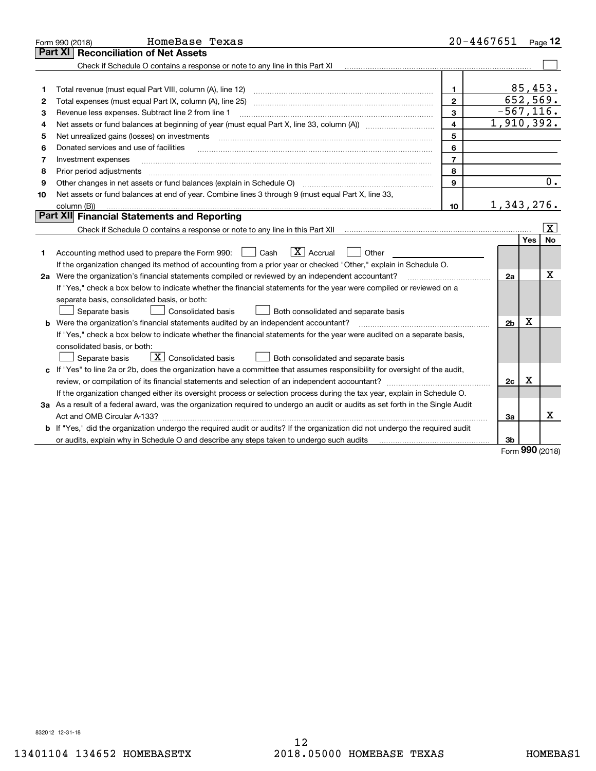Form 990 (2018) HomeBase Texas 20-4467651 Page **12**

## Part XI Reconciliation of Net Assets

Check if Schedule O contains a response or note to any line in this Part XI ☐

| | | | |
|---|---|---|---|
| 1 | Total revenue (must equal Part VIII, column (A), line 12) | 1 | 85,453. |
| 2 | Total expenses (must equal Part IX, column (A), line 25) | 2 | 652,569. |
| 3 | Revenue less expenses. Subtract line 2 from line 1 | 3 | -567,116. |
| 4 | Net assets or fund balances at beginning of year (must equal Part X, line 33, column (A)) | 4 | 1,910,392. |
| 5 | Net unrealized gains (losses) on investments | 5 | |
| 6 | Donated services and use of facilities | 6 | |
| 7 | Investment expenses | 7 | |
| 8 | Prior period adjustments | 8 | |
| 9 | Other changes in net assets or fund balances (explain in Schedule O) | 9 | 0. |
| 10 | Net assets or fund balances at end of year. Combine lines 3 through 9 (must equal Part X, line 33, column (B)) | 10 | 1,343,276. |

## Part XII Financial Statements and Reporting

Check if Schedule O contains a response or note to any line in this Part XII ☒

| | | | Yes | No |
|---|---|---|---|---|
| 1 | Accounting method used to prepare the Form 990: ☐ Cash ☒ Accrual ☐ Other ______ <br> If the organization changed its method of accounting from a prior year or checked "Other," explain in Schedule O. | | | |
| 2a | Were the organization's financial statements compiled or reviewed by an independent accountant? | 2a | | X |
| | If "Yes," check a box below to indicate whether the financial statements for the year were compiled or reviewed on a separate basis, consolidated basis, or both: <br> ☐ Separate basis ☐ Consolidated basis ☐ Both consolidated and separate basis | | | |
| b | Were the organization's financial statements audited by an independent accountant? | 2b | X | |
| | If "Yes," check a box below to indicate whether the financial statements for the year were audited on a separate basis, consolidated basis, or both: <br> ☐ Separate basis ☒ Consolidated basis ☐ Both consolidated and separate basis | | | |
| c | If "Yes" to line 2a or 2b, does the organization have a committee that assumes responsibility for oversight of the audit, review, or compilation of its financial statements and selection of an independent accountant? | 2c | X | |
| | If the organization changed either its oversight process or selection process during the tax year, explain in Schedule O. | | | |
| 3a | As a result of a federal award, was the organization required to undergo an audit or audits as set forth in the Single Audit Act and OMB Circular A-133? | 3a | | X |
| b | If "Yes," did the organization undergo the required audit or audits? If the organization did not undergo the required audit or audits, explain why in Schedule O and describe any steps taken to undergo such audits | 3b | | |

Form **990** (2018)

832012 12-31-18

13401104 134652 HOMEBASETX 2018.05000 HOMEBASE TEXAS HOMEBAS1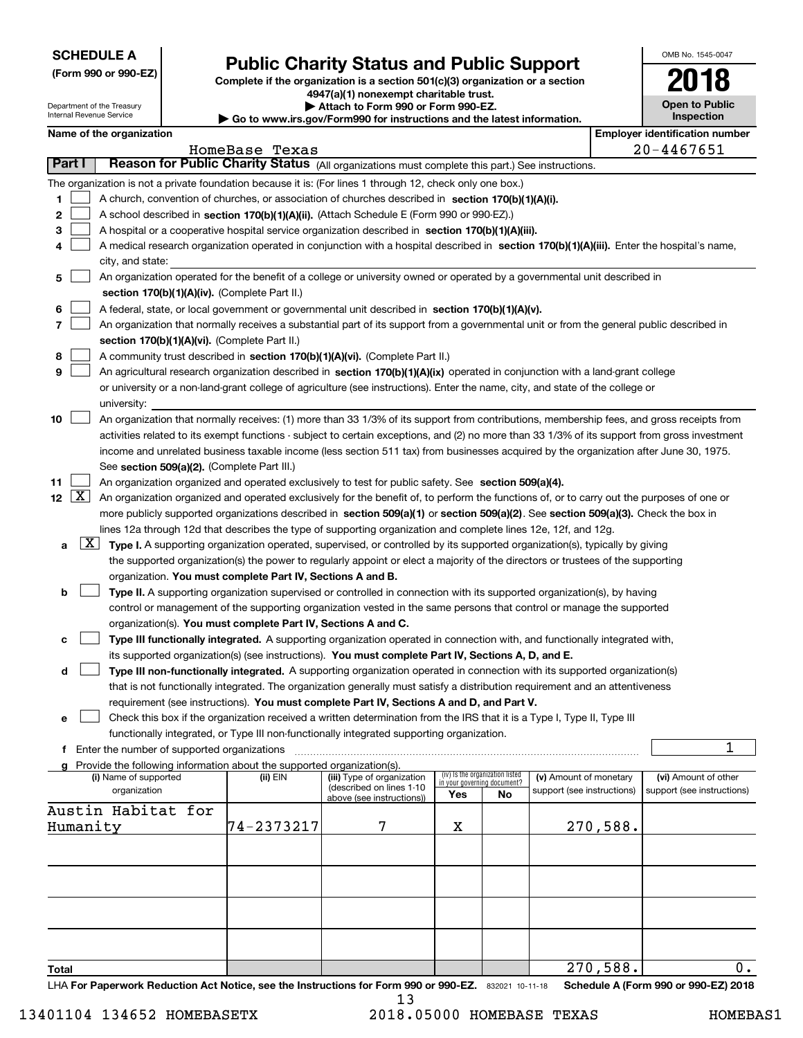**SCHEDULE A**
**(Form 990 or 990-EZ)**

Department of the Treasury
Internal Revenue Service

# Public Charity Status and Public Support

**Complete if the organization is a section 501(c)(3) organization or a section 4947(a)(1) nonexempt charitable trust.**
**▶ Attach to Form 990 or Form 990-EZ.**
**▶ Go to www.irs.gov/Form990 for instructions and the latest information.**

OMB No. 1545-0047
**2018**
**Open to Public Inspection**

**Name of the organization:** HomeBase Texas
**Employer identification number:** 20-4467651

## Part I — Reason for Public Charity Status (All organizations must complete this part.) See instructions.

The organization is not a private foundation because it is: (For lines 1 through 12, check only one box.)

1. [ ] A church, convention of churches, or association of churches described in **section 170(b)(1)(A)(i).**
2. [ ] A school described in **section 170(b)(1)(A)(ii).** (Attach Schedule E (Form 990 or 990-EZ).)
3. [ ] A hospital or a cooperative hospital service organization described in **section 170(b)(1)(A)(iii).**
4. [ ] A medical research organization operated in conjunction with a hospital described in **section 170(b)(1)(A)(iii).** Enter the hospital's name, city, and state:
5. [ ] An organization operated for the benefit of a college or university owned or operated by a governmental unit described in **section 170(b)(1)(A)(iv).** (Complete Part II.)
6. [ ] A federal, state, or local government or governmental unit described in **section 170(b)(1)(A)(v).**
7. [ ] An organization that normally receives a substantial part of its support from a governmental unit or from the general public described in **section 170(b)(1)(A)(vi).** (Complete Part II.)
8. [ ] A community trust described in **section 170(b)(1)(A)(vi).** (Complete Part II.)
9. [ ] An agricultural research organization described in **section 170(b)(1)(A)(ix)** operated in conjunction with a land-grant college or university or a non-land-grant college of agriculture (see instructions). Enter the name, city, and state of the college or university:
10. [ ] An organization that normally receives: (1) more than 33 1/3% of its support from contributions, membership fees, and gross receipts from activities related to its exempt functions - subject to certain exceptions, and (2) no more than 33 1/3% of its support from gross investment income and unrelated business taxable income (less section 511 tax) from businesses acquired by the organization after June 30, 1975. See **section 509(a)(2).** (Complete Part III.)
11. [ ] An organization organized and operated exclusively to test for public safety. See **section 509(a)(4).**
12. [X] An organization organized and operated exclusively for the benefit of, to perform the functions of, or to carry out the purposes of one or more publicly supported organizations described in **section 509(a)(1)** or **section 509(a)(2)**. See **section 509(a)(3).** Check the box in lines 12a through 12d that describes the type of supporting organization and complete lines 12e, 12f, and 12g.
   - **a** [X] **Type I.** A supporting organization operated, supervised, or controlled by its supported organization(s), typically by giving the supported organization(s) the power to regularly appoint or elect a majority of the directors or trustees of the supporting organization. **You must complete Part IV, Sections A and B.**
   - **b** [ ] **Type II.** A supporting organization supervised or controlled in connection with its supported organization(s), by having control or management of the supporting organization vested in the same persons that control or manage the supported organization(s). **You must complete Part IV, Sections A and C.**
   - **c** [ ] **Type III functionally integrated.** A supporting organization operated in connection with, and functionally integrated with, its supported organization(s) (see instructions). **You must complete Part IV, Sections A, D, and E.**
   - **d** [ ] **Type III non-functionally integrated.** A supporting organization operated in connection with its supported organization(s) that is not functionally integrated. The organization generally must satisfy a distribution requirement and an attentiveness requirement (see instructions). **You must complete Part IV, Sections A and D, and Part V.**
   - **e** [ ] Check this box if the organization received a written determination from the IRS that it is a Type I, Type II, Type III functionally integrated, or Type III non-functionally integrated supporting organization.
   - **f** Enter the number of supported organizations: 1
   - **g** Provide the following information about the supported organization(s).

| (i) Name of supported organization | (ii) EIN | (iii) Type of organization (described on lines 1-10 above (see instructions)) | (iv) Is the organization listed in your governing document? Yes | No | (v) Amount of monetary support (see instructions) | (vi) Amount of other support (see instructions) |
|---|---|---|---|---|---|---|
| Austin Habitat for Humanity | 74-2373217 | 7 | X | | 270,588. | |
| | | | | | | |
| | | | | | | |
| | | | | | | |
| | | | | | | |
| **Total** | | | | | 270,588. | 0. |

LHA **For Paperwork Reduction Act Notice, see the Instructions for Form 990 or 990-EZ.** 832021 10-11-18 **Schedule A (Form 990 or 990-EZ) 2018**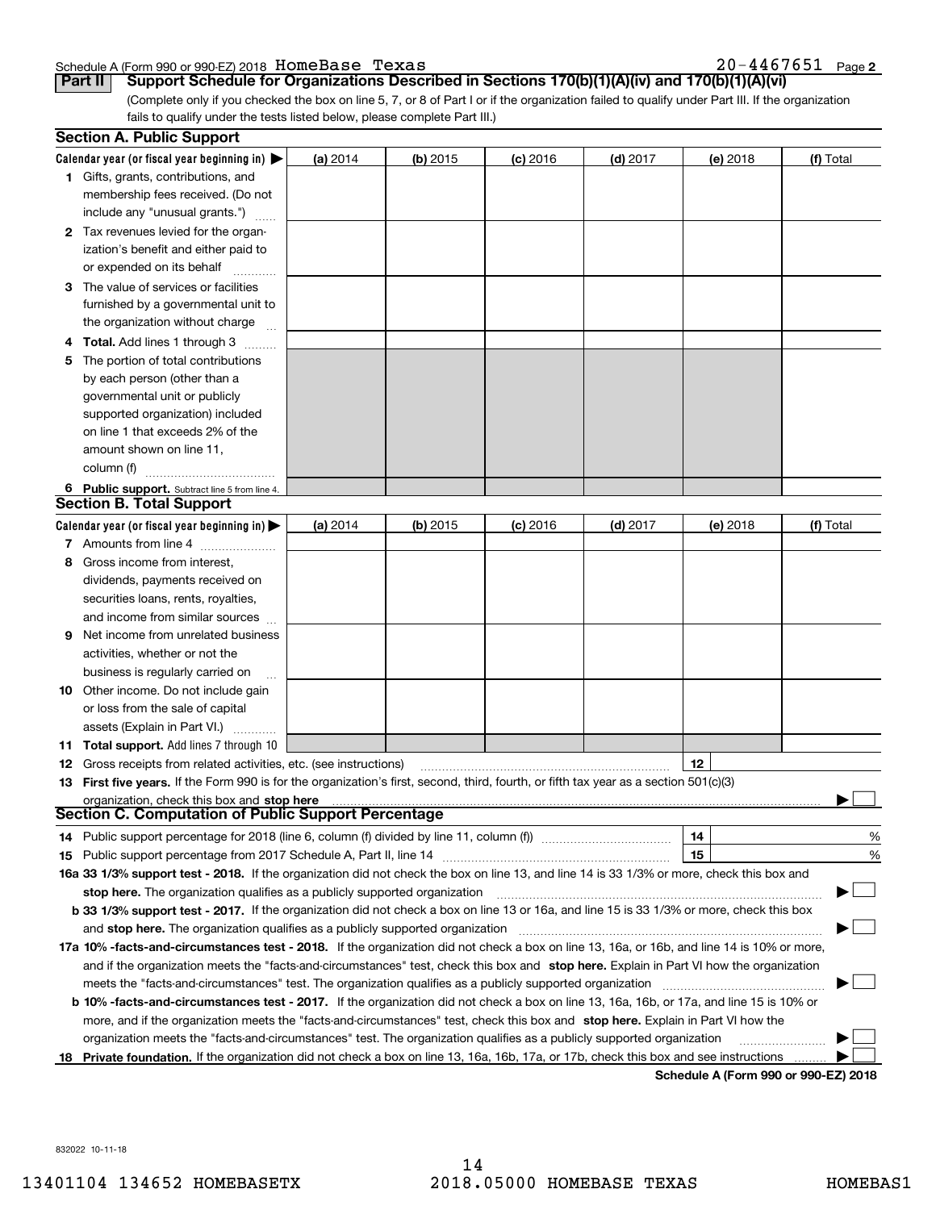Schedule A (Form 990 or 990-EZ) 2018 HomeBase Texas 20-4467651 Page 2

## Part II Support Schedule for Organizations Described in Sections 170(b)(1)(A)(iv) and 170(b)(1)(A)(vi)

(Complete only if you checked the box on line 5, 7, or 8 of Part I or if the organization failed to qualify under Part III. If the organization fails to qualify under the tests listed below, please complete Part III.)

### Section A. Public Support

| Calendar year (or fiscal year beginning in) ▶ | (a) 2014 | (b) 2015 | (c) 2016 | (d) 2017 | (e) 2018 | (f) Total |
|---|---|---|---|---|---|---|
| 1 Gifts, grants, contributions, and membership fees received. (Do not include any "unusual grants.") | | | | | | |
| 2 Tax revenues levied for the organization's benefit and either paid to or expended on its behalf | | | | | | |
| 3 The value of services or facilities furnished by a governmental unit to the organization without charge | | | | | | |
| 4 Total. Add lines 1 through 3 | | | | | | |
| 5 The portion of total contributions by each person (other than a governmental unit or publicly supported organization) included on line 1 that exceeds 2% of the amount shown on line 11, column (f) | | | | | | |
| 6 Public support. Subtract line 5 from line 4. | | | | | | |

### Section B. Total Support

| Calendar year (or fiscal year beginning in) ▶ | (a) 2014 | (b) 2015 | (c) 2016 | (d) 2017 | (e) 2018 | (f) Total |
|---|---|---|---|---|---|---|
| 7 Amounts from line 4 | | | | | | |
| 8 Gross income from interest, dividends, payments received on securities loans, rents, royalties, and income from similar sources | | | | | | |
| 9 Net income from unrelated business activities, whether or not the business is regularly carried on | | | | | | |
| 10 Other income. Do not include gain or loss from the sale of capital assets (Explain in Part VI.) | | | | | | |
| 11 Total support. Add lines 7 through 10 | | | | | | |

12 Gross receipts from related activities, etc. (see instructions) | 12 |

13 **First five years.** If the Form 990 is for the organization's first, second, third, fourth, or fifth tax year as a section 501(c)(3) organization, check this box and **stop here** ▶ ☐

### Section C. Computation of Public Support Percentage

14 Public support percentage for 2018 (line 6, column (f) divided by line 11, column (f)) | 14 | %

15 Public support percentage from 2017 Schedule A, Part II, line 14 | 15 | %

16a **33 1/3% support test - 2018.** If the organization did not check the box on line 13, and line 14 is 33 1/3% or more, check this box and **stop here.** The organization qualifies as a publicly supported organization ▶ ☐

b **33 1/3% support test - 2017.** If the organization did not check a box on line 13 or 16a, and line 15 is 33 1/3% or more, check this box and **stop here.** The organization qualifies as a publicly supported organization ▶ ☐

17a **10% -facts-and-circumstances test - 2018.** If the organization did not check a box on line 13, 16a, or 16b, and line 14 is 10% or more, and if the organization meets the "facts-and-circumstances" test, check this box and **stop here.** Explain in Part VI how the organization meets the "facts-and-circumstances" test. The organization qualifies as a publicly supported organization ▶ ☐

b **10% -facts-and-circumstances test - 2017.** If the organization did not check a box on line 13, 16a, 16b, or 17a, and line 15 is 10% or more, and if the organization meets the "facts-and-circumstances" test, check this box and **stop here.** Explain in Part VI how the organization meets the "facts-and-circumstances" test. The organization qualifies as a publicly supported organization ▶ ☐

18 **Private foundation.** If the organization did not check a box on line 13, 16a, 16b, 17a, or 17b, check this box and see instructions ▶ ☐

**Schedule A (Form 990 or 990-EZ) 2018**

832022 10-11-18

13401104 134652 HOMEBASETX 2018.05000 HOMEBASE TEXAS HOMEBAS1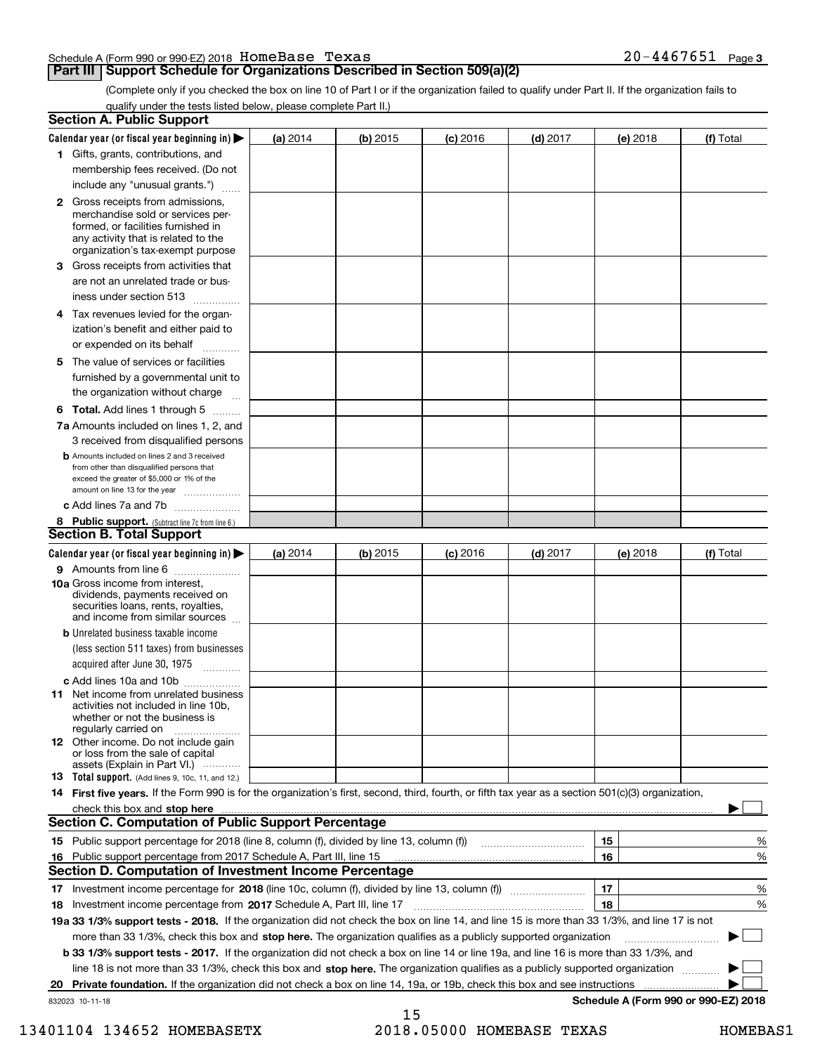Schedule A (Form 990 or 990-EZ) 2018 HomeBase Texas 20-4467651 Page 3

## Part III Support Schedule for Organizations Described in Section 509(a)(2)

(Complete only if you checked the box on line 10 of Part I or if the organization failed to qualify under Part II. If the organization fails to qualify under the tests listed below, please complete Part II.)

### Section A. Public Support

| Calendar year (or fiscal year beginning in) ▶ | (a) 2014 | (b) 2015 | (c) 2016 | (d) 2017 | (e) 2018 | (f) Total |
|---|---|---|---|---|---|---|
| 1 Gifts, grants, contributions, and membership fees received. (Do not include any "unusual grants.") | | | | | | |
| 2 Gross receipts from admissions, merchandise sold or services performed, or facilities furnished in any activity that is related to the organization's tax-exempt purpose | | | | | | |
| 3 Gross receipts from activities that are not an unrelated trade or business under section 513 | | | | | | |
| 4 Tax revenues levied for the organization's benefit and either paid to or expended on its behalf | | | | | | |
| 5 The value of services or facilities furnished by a governmental unit to the organization without charge | | | | | | |
| 6 **Total.** Add lines 1 through 5 | | | | | | |
| 7a Amounts included on lines 1, 2, and 3 received from disqualified persons | | | | | | |
| b Amounts included on lines 2 and 3 received from other than disqualified persons that exceed the greater of $5,000 or 1% of the amount on line 13 for the year | | | | | | |
| c Add lines 7a and 7b | | | | | | |
| 8 **Public support.** (Subtract line 7c from line 6.) | | | | | | |

### Section B. Total Support

| Calendar year (or fiscal year beginning in) ▶ | (a) 2014 | (b) 2015 | (c) 2016 | (d) 2017 | (e) 2018 | (f) Total |
|---|---|---|---|---|---|---|
| 9 Amounts from line 6 | | | | | | |
| 10a Gross income from interest, dividends, payments received on securities loans, rents, royalties, and income from similar sources | | | | | | |
| b Unrelated business taxable income (less section 511 taxes) from businesses acquired after June 30, 1975 | | | | | | |
| c Add lines 10a and 10b | | | | | | |
| 11 Net income from unrelated business activities not included in line 10b, whether or not the business is regularly carried on | | | | | | |
| 12 Other income. Do not include gain or loss from the sale of capital assets (Explain in Part VI.) | | | | | | |
| 13 **Total support.** (Add lines 9, 10c, 11, and 12.) | | | | | | |

14 **First five years.** If the Form 990 is for the organization's first, second, third, fourth, or fifth tax year as a section 501(c)(3) organization, check this box and **stop here** ▶ ☐

### Section C. Computation of Public Support Percentage

| | | | |
|---|---|---|---|
| 15 | Public support percentage for 2018 (line 8, column (f), divided by line 13, column (f)) | 15 | % |
| 16 | Public support percentage from 2017 Schedule A, Part III, line 15 | 16 | % |

### Section D. Computation of Investment Income Percentage

| | | | |
|---|---|---|---|
| 17 | Investment income percentage for **2018** (line 10c, column (f), divided by line 13, column (f)) | 17 | % |
| 18 | Investment income percentage from **2017** Schedule A, Part III, line 17 | 18 | % |

**19a 33 1/3% support tests - 2018.** If the organization did not check the box on line 14, and line 15 is more than 33 1/3%, and line 17 is not more than 33 1/3%, check this box and **stop here.** The organization qualifies as a publicly supported organization ▶ ☐

**b 33 1/3% support tests - 2017.** If the organization did not check a box on line 14 or line 19a, and line 16 is more than 33 1/3%, and line 18 is not more than 33 1/3%, check this box and **stop here.** The organization qualifies as a publicly supported organization ▶ ☐

**20 Private foundation.** If the organization did not check a box on line 14, 19a, or 19b, check this box and see instructions ▶ ☐

832023 10-11-18 **Schedule A (Form 990 or 990-EZ) 2018**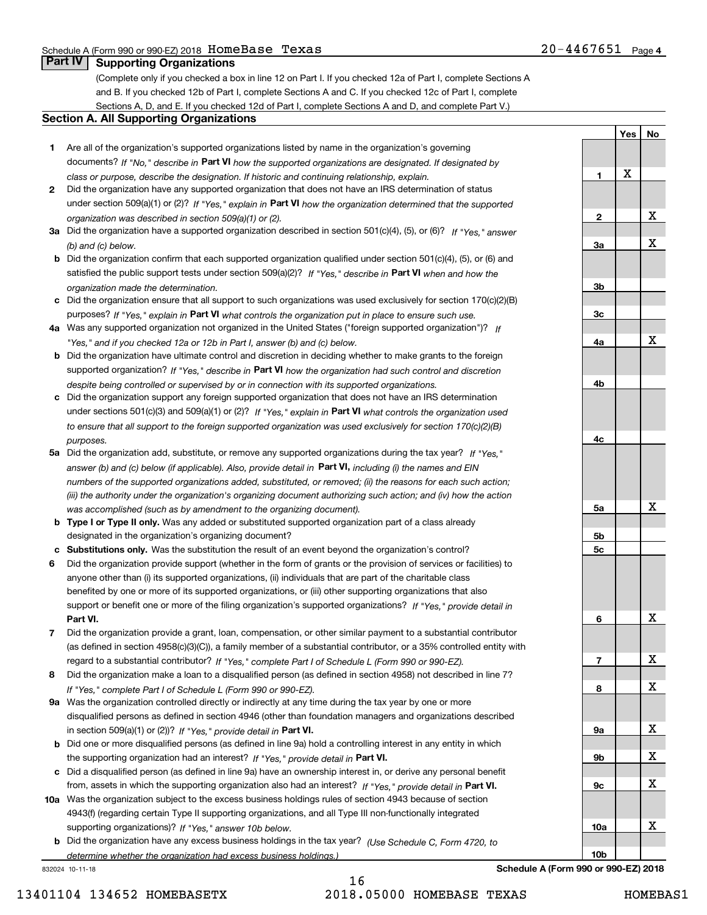Schedule A (Form 990 or 990-EZ) 2018 HomeBase Texas 20-4467651 Page 4

## Part IV Supporting Organizations

(Complete only if you checked a box in line 12 on Part I. If you checked 12a of Part I, complete Sections A and B. If you checked 12b of Part I, complete Sections A and C. If you checked 12c of Part I, complete Sections A, D, and E. If you checked 12d of Part I, complete Sections A and D, and complete Part V.)

### Section A. All Supporting Organizations

| | | Line | Yes | No |
|---|---|---|---|---|
| 1 | Are all of the organization's supported organizations listed by name in the organization's governing documents? *If "No," describe in* **Part VI** *how the supported organizations are designated. If designated by class or purpose, describe the designation. If historic and continuing relationship, explain.* | 1 | X | |
| 2 | Did the organization have any supported organization that does not have an IRS determination of status under section 509(a)(1) or (2)? *If "Yes," explain in* **Part VI** *how the organization determined that the supported organization was described in section 509(a)(1) or (2).* | 2 | | X |
| 3a | Did the organization have a supported organization described in section 501(c)(4), (5), or (6)? *If "Yes," answer (b) and (c) below.* | 3a | | X |
| b | Did the organization confirm that each supported organization qualified under section 501(c)(4), (5), or (6) and satisfied the public support tests under section 509(a)(2)? *If "Yes," describe in* **Part VI** *when and how the organization made the determination.* | 3b | | |
| c | Did the organization ensure that all support to such organizations was used exclusively for section 170(c)(2)(B) purposes? *If "Yes," explain in* **Part VI** *what controls the organization put in place to ensure such use.* | 3c | | |
| 4a | Was any supported organization not organized in the United States ("foreign supported organization")? *If "Yes," and if you checked 12a or 12b in Part I, answer (b) and (c) below.* | 4a | | X |
| b | Did the organization have ultimate control and discretion in deciding whether to make grants to the foreign supported organization? *If "Yes," describe in* **Part VI** *how the organization had such control and discretion despite being controlled or supervised by or in connection with its supported organizations.* | 4b | | |
| c | Did the organization support any foreign supported organization that does not have an IRS determination under sections 501(c)(3) and 509(a)(1) or (2)? *If "Yes," explain in* **Part VI** *what controls the organization used to ensure that all support to the foreign supported organization was used exclusively for section 170(c)(2)(B) purposes.* | 4c | | |
| 5a | Did the organization add, substitute, or remove any supported organizations during the tax year? *If "Yes," answer (b) and (c) below (if applicable). Also, provide detail in* **Part VI,** *including (i) the names and EIN numbers of the supported organizations added, substituted, or removed; (ii) the reasons for each such action; (iii) the authority under the organization's organizing document authorizing such action; and (iv) how the action was accomplished (such as by amendment to the organizing document).* | 5a | | X |
| b | **Type I or Type II only.** Was any added or substituted supported organization part of a class already designated in the organization's organizing document? | 5b | | |
| c | **Substitutions only.** Was the substitution the result of an event beyond the organization's control? | 5c | | |
| 6 | Did the organization provide support (whether in the form of grants or the provision of services or facilities) to anyone other than (i) its supported organizations, (ii) individuals that are part of the charitable class benefited by one or more of its supported organizations, or (iii) other supporting organizations that also support or benefit one or more of the filing organization's supported organizations? *If "Yes," provide detail in* **Part VI.** | 6 | | X |
| 7 | Did the organization provide a grant, loan, compensation, or other similar payment to a substantial contributor (as defined in section 4958(c)(3)(C)), a family member of a substantial contributor, or a 35% controlled entity with regard to a substantial contributor? *If "Yes," complete Part I of Schedule L (Form 990 or 990-EZ).* | 7 | | X |
| 8 | Did the organization make a loan to a disqualified person (as defined in section 4958) not described in line 7? *If "Yes," complete Part I of Schedule L (Form 990 or 990-EZ).* | 8 | | X |
| 9a | Was the organization controlled directly or indirectly at any time during the tax year by one or more disqualified persons as defined in section 4946 (other than foundation managers and organizations described in section 509(a)(1) or (2))? *If "Yes," provide detail in* **Part VI.** | 9a | | X |
| b | Did one or more disqualified persons (as defined in line 9a) hold a controlling interest in any entity in which the supporting organization had an interest? *If "Yes," provide detail in* **Part VI.** | 9b | | X |
| c | Did a disqualified person (as defined in line 9a) have an ownership interest in, or derive any personal benefit from, assets in which the supporting organization also had an interest? *If "Yes," provide detail in* **Part VI.** | 9c | | X |
| 10a | Was the organization subject to the excess business holdings rules of section 4943 because of section 4943(f) (regarding certain Type II supporting organizations, and all Type III non-functionally integrated supporting organizations)? *If "Yes," answer 10b below.* | 10a | | X |
| b | Did the organization have any excess business holdings in the tax year? *(Use Schedule C, Form 4720, to determine whether the organization had excess business holdings.)* | 10b | | |

832024 10-11-18 **Schedule A (Form 990 or 990-EZ) 2018**

13401104 134652 HOMEBASETX 2018.05000 HOMEBASE TEXAS HOMEBAS1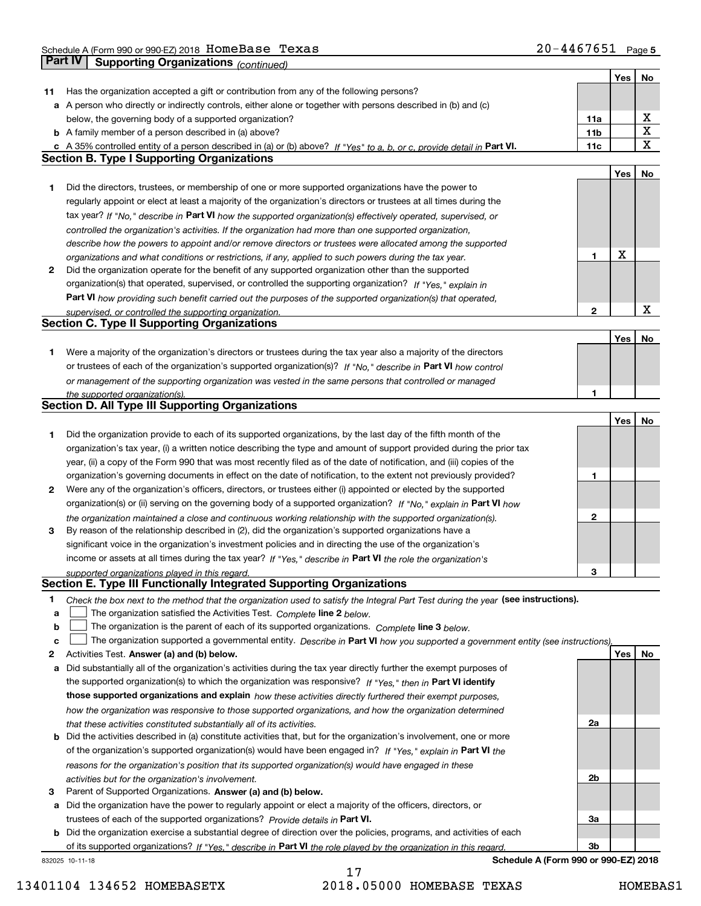Schedule A (Form 990 or 990-EZ) 2018 HomeBase Texas 20-4467651 Page 5

## Part IV Supporting Organizations *(continued)*

| | | | Yes | No |
|---|---|---|---|---|
| **11** | Has the organization accepted a gift or contribution from any of the following persons? | | | |
| **a** | A person who directly or indirectly controls, either alone or together with persons described in (b) and (c) below, the governing body of a supported organization? | 11a | | X |
| **b** | A family member of a person described in (a) above? | 11b | | X |
| **c** | A 35% controlled entity of a person described in (a) or (b) above? *If "Yes" to a, b, or c, provide detail in* **Part VI.** | 11c | | X |

### Section B. Type I Supporting Organizations

| | | | Yes | No |
|---|---|---|---|---|
| **1** | Did the directors, trustees, or membership of one or more supported organizations have the power to regularly appoint or elect at least a majority of the organization's directors or trustees at all times during the tax year? *If "No," describe in* **Part VI** *how the supported organization(s) effectively operated, supervised, or controlled the organization's activities. If the organization had more than one supported organization, describe how the powers to appoint and/or remove directors or trustees were allocated among the supported organizations and what conditions or restrictions, if any, applied to such powers during the tax year.* | 1 | X | |
| **2** | Did the organization operate for the benefit of any supported organization other than the supported organization(s) that operated, supervised, or controlled the supporting organization? *If "Yes," explain in* **Part VI** *how providing such benefit carried out the purposes of the supported organization(s) that operated, supervised, or controlled the supporting organization.* | 2 | | X |

### Section C. Type II Supporting Organizations

| | | | Yes | No |
|---|---|---|---|---|
| **1** | Were a majority of the organization's directors or trustees during the tax year also a majority of the directors or trustees of each of the organization's supported organization(s)? *If "No," describe in* **Part VI** *how control or management of the supporting organization was vested in the same persons that controlled or managed the supported organization(s).* | 1 | | |

### Section D. All Type III Supporting Organizations

| | | | Yes | No |
|---|---|---|---|---|
| **1** | Did the organization provide to each of its supported organizations, by the last day of the fifth month of the organization's tax year, (i) a written notice describing the type and amount of support provided during the prior tax year, (ii) a copy of the Form 990 that was most recently filed as of the date of notification, and (iii) copies of the organization's governing documents in effect on the date of notification, to the extent not previously provided? | 1 | | |
| **2** | Were any of the organization's officers, directors, or trustees either (i) appointed or elected by the supported organization(s) or (ii) serving on the governing body of a supported organization? *If "No," explain in* **Part VI** *how the organization maintained a close and continuous working relationship with the supported organization(s).* | 2 | | |
| **3** | By reason of the relationship described in (2), did the organization's supported organizations have a significant voice in the organization's investment policies and in directing the use of the organization's income or assets at all times during the tax year? *If "Yes," describe in* **Part VI** *the role the organization's supported organizations played in this regard.* | 3 | | |

### Section E. Type III Functionally Integrated Supporting Organizations

**1** *Check the box next to the method that the organization used to satisfy the Integral Part Test during the year* **(see instructions).**

- **a** ☐ The organization satisfied the Activities Test. *Complete* **line 2** *below.*
- **b** ☐ The organization is the parent of each of its supported organizations. *Complete* **line 3** *below.*
- **c** ☐ The organization supported a governmental entity. *Describe in* **Part VI** *how you supported a government entity (see instructions).*

| | | | Yes | No |
|---|---|---|---|---|
| **2** | Activities Test. **Answer (a) and (b) below.** | | | |
| **a** | Did substantially all of the organization's activities during the tax year directly further the exempt purposes of the supported organization(s) to which the organization was responsive? *If "Yes," then in* **Part VI identify those supported organizations and explain** *how these activities directly furthered their exempt purposes, how the organization was responsive to those supported organizations, and how the organization determined that these activities constituted substantially all of its activities.* | 2a | | |
| **b** | Did the activities described in (a) constitute activities that, but for the organization's involvement, one or more of the organization's supported organization(s) would have been engaged in? *If "Yes," explain in* **Part VI** *the reasons for the organization's position that its supported organization(s) would have engaged in these activities but for the organization's involvement.* | 2b | | |
| **3** | Parent of Supported Organizations. **Answer (a) and (b) below.** | | | |
| **a** | Did the organization have the power to regularly appoint or elect a majority of the officers, directors, or trustees of each of the supported organizations? *Provide details in* **Part VI.** | 3a | | |
| **b** | Did the organization exercise a substantial degree of direction over the policies, programs, and activities of each of its supported organizations? *If "Yes," describe in* **Part VI** *the role played by the organization in this regard.* | 3b | | |

832025 10-11-18 **Schedule A (Form 990 or 990-EZ) 2018**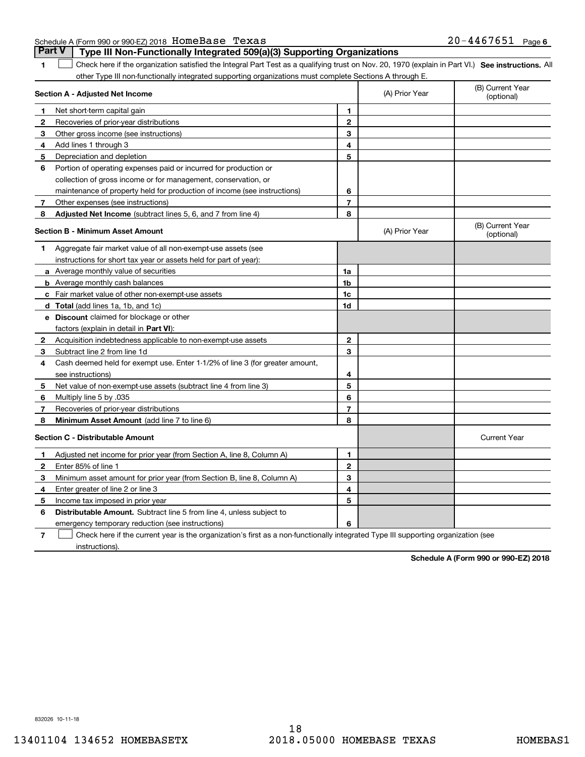Schedule A (Form 990 or 990-EZ) 2018 HomeBase Texas 20-4467651 Page 6

## Part V Type III Non-Functionally Integrated 509(a)(3) Supporting Organizations

**1** ☐ Check here if the organization satisfied the Integral Part Test as a qualifying trust on Nov. 20, 1970 (explain in Part VI.) **See instructions.** All other Type III non-functionally integrated supporting organizations must complete Sections A through E.

| **Section A - Adjusted Net Income** | | | (A) Prior Year | (B) Current Year (optional) |
|---|---|---|---|---|
| **1** | Net short-term capital gain | 1 | | |
| **2** | Recoveries of prior-year distributions | 2 | | |
| **3** | Other gross income (see instructions) | 3 | | |
| **4** | Add lines 1 through 3 | 4 | | |
| **5** | Depreciation and depletion | 5 | | |
| **6** | Portion of operating expenses paid or incurred for production or collection of gross income or for management, conservation, or maintenance of property held for production of income (see instructions) | 6 | | |
| **7** | Other expenses (see instructions) | 7 | | |
| **8** | **Adjusted Net Income** (subtract lines 5, 6, and 7 from line 4) | 8 | | |

| **Section B - Minimum Asset Amount** | | | (A) Prior Year | (B) Current Year (optional) |
|---|---|---|---|---|
| **1** | Aggregate fair market value of all non-exempt-use assets (see instructions for short tax year or assets held for part of year): | | | |
| **a** | Average monthly value of securities | 1a | | |
| **b** | Average monthly cash balances | 1b | | |
| **c** | Fair market value of other non-exempt-use assets | 1c | | |
| **d** | **Total** (add lines 1a, 1b, and 1c) | 1d | | |
| **e** | **Discount** claimed for blockage or other factors (explain in detail in **Part VI**): | | | |
| **2** | Acquisition indebtedness applicable to non-exempt-use assets | 2 | | |
| **3** | Subtract line 2 from line 1d | 3 | | |
| **4** | Cash deemed held for exempt use. Enter 1-1/2% of line 3 (for greater amount, see instructions) | 4 | | |
| **5** | Net value of non-exempt-use assets (subtract line 4 from line 3) | 5 | | |
| **6** | Multiply line 5 by .035 | 6 | | |
| **7** | Recoveries of prior-year distributions | 7 | | |
| **8** | **Minimum Asset Amount** (add line 7 to line 6) | 8 | | |

| **Section C - Distributable Amount** | | | | Current Year |
|---|---|---|---|---|
| **1** | Adjusted net income for prior year (from Section A, line 8, Column A) | 1 | | |
| **2** | Enter 85% of line 1 | 2 | | |
| **3** | Minimum asset amount for prior year (from Section B, line 8, Column A) | 3 | | |
| **4** | Enter greater of line 2 or line 3 | 4 | | |
| **5** | Income tax imposed in prior year | 5 | | |
| **6** | **Distributable Amount.** Subtract line 5 from line 4, unless subject to emergency temporary reduction (see instructions) | 6 | | |

**7** ☐ Check here if the current year is the organization's first as a non-functionally integrated Type III supporting organization (see instructions).

**Schedule A (Form 990 or 990-EZ) 2018**

832026 10-11-18

13401104 134652 HOMEBASETX 2018.05000 HOMEBASE TEXAS HOMEBAS1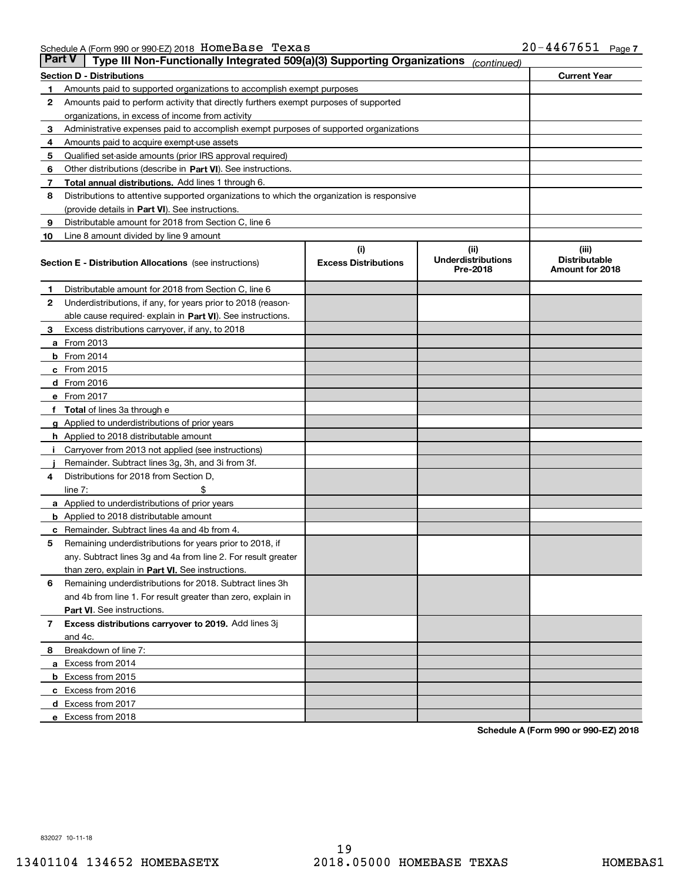Schedule A (Form 990 or 990-EZ) 2018 HomeBase Texas 20-4467651 Page 7

## Part V Type III Non-Functionally Integrated 509(a)(3) Supporting Organizations *(continued)*

| Section D - Distributions | | Current Year |
|---|---|---|
| 1 | Amounts paid to supported organizations to accomplish exempt purposes | |
| 2 | Amounts paid to perform activity that directly furthers exempt purposes of supported organizations, in excess of income from activity | |
| 3 | Administrative expenses paid to accomplish exempt purposes of supported organizations | |
| 4 | Amounts paid to acquire exempt-use assets | |
| 5 | Qualified set-aside amounts (prior IRS approval required) | |
| 6 | Other distributions (describe in **Part VI**). See instructions. | |
| 7 | **Total annual distributions.** Add lines 1 through 6. | |
| 8 | Distributions to attentive supported organizations to which the organization is responsive (provide details in **Part VI**). See instructions. | |
| 9 | Distributable amount for 2018 from Section C, line 6 | |
| 10 | Line 8 amount divided by line 9 amount | |

| Section E - Distribution Allocations (see instructions) | (i) Excess Distributions | (ii) Underdistributions Pre-2018 | (iii) Distributable Amount for 2018 |
|---|---|---|---|
| 1 Distributable amount for 2018 from Section C, line 6 | | | |
| 2 Underdistributions, if any, for years prior to 2018 (reasonable cause required- explain in **Part VI**). See instructions. | | | |
| 3 Excess distributions carryover, if any, to 2018 | | | |
| a From 2013 | | | |
| b From 2014 | | | |
| c From 2015 | | | |
| d From 2016 | | | |
| e From 2017 | | | |
| f **Total** of lines 3a through e | | | |
| g Applied to underdistributions of prior years | | | |
| h Applied to 2018 distributable amount | | | |
| i Carryover from 2013 not applied (see instructions) | | | |
| j Remainder. Subtract lines 3g, 3h, and 3i from 3f. | | | |
| 4 Distributions for 2018 from Section D, line 7: $ | | | |
| a Applied to underdistributions of prior years | | | |
| b Applied to 2018 distributable amount | | | |
| c Remainder. Subtract lines 4a and 4b from 4. | | | |
| 5 Remaining underdistributions for years prior to 2018, if any. Subtract lines 3g and 4a from line 2. For result greater than zero, explain in **Part VI.** See instructions. | | | |
| 6 Remaining underdistributions for 2018. Subtract lines 3h and 4b from line 1. For result greater than zero, explain in **Part VI**. See instructions. | | | |
| 7 **Excess distributions carryover to 2019.** Add lines 3j and 4c. | | | |
| 8 Breakdown of line 7: | | | |
| a Excess from 2014 | | | |
| b Excess from 2015 | | | |
| c Excess from 2016 | | | |
| d Excess from 2017 | | | |
| e Excess from 2018 | | | |

**Schedule A (Form 990 or 990-EZ) 2018**

832027 10-11-18

13401104 134652 HOMEBASETX 2018.05000 HOMEBASE TEXAS HOMEBAS1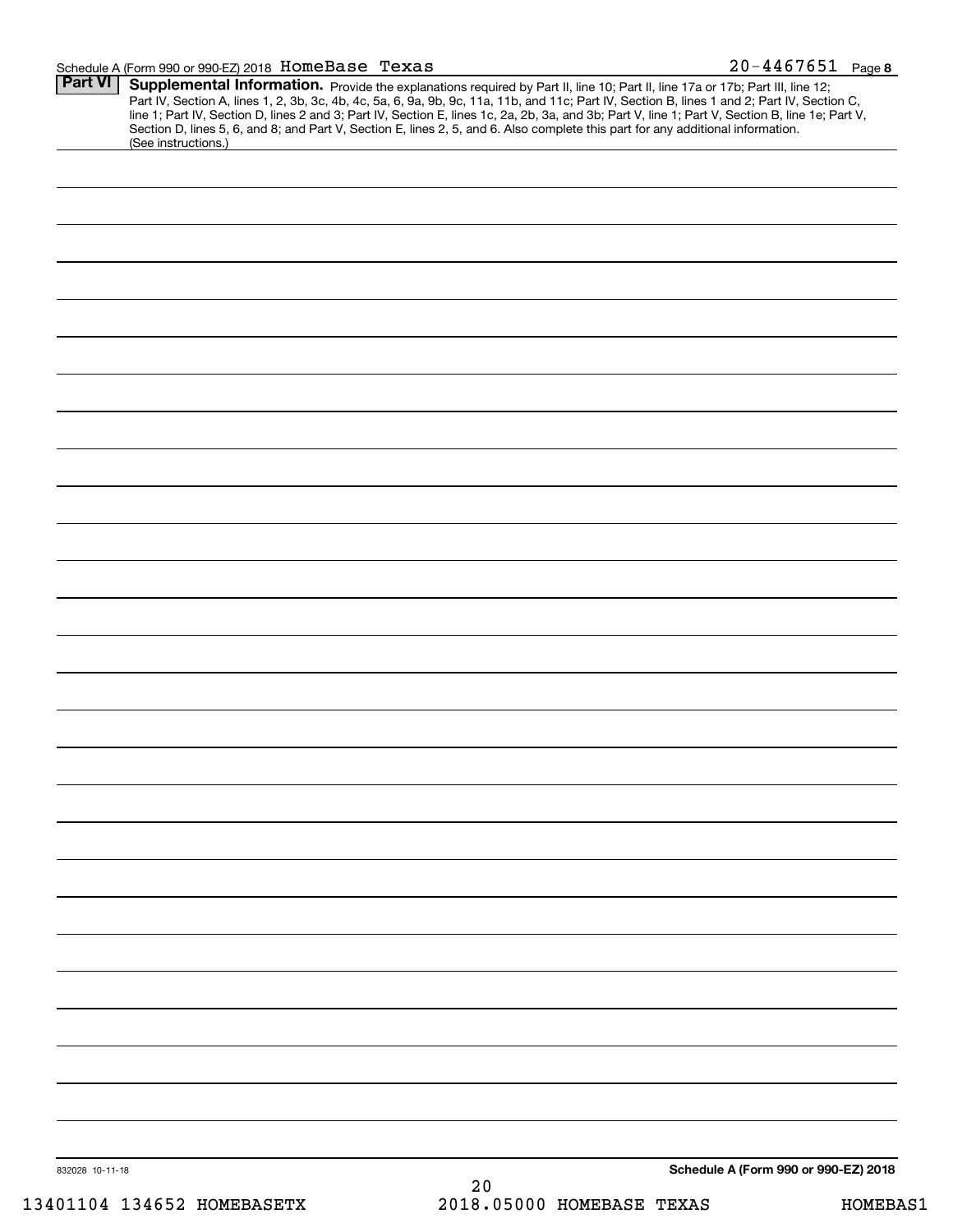Schedule A (Form 990 or 990-EZ) 2018 HomeBase Texas 20-4467651 Page **8**

**Part VI** **Supplemental Information.** Provide the explanations required by Part II, line 10; Part II, line 17a or 17b; Part III, line 12; Part IV, Section A, lines 1, 2, 3b, 3c, 4b, 4c, 5a, 6, 9a, 9b, 9c, 11a, 11b, and 11c; Part IV, Section B, lines 1 and 2; Part IV, Section C, line 1; Part IV, Section D, lines 2 and 3; Part IV, Section E, lines 1c, 2a, 2b, 3a, and 3b; Part V, line 1; Part V, Section B, line 1e; Part V, Section D, lines 5, 6, and 8; and Part V, Section E, lines 2, 5, and 6. Also complete this part for any additional information. (See instructions.)

832028 10-11-18

**Schedule A (Form 990 or 990-EZ) 2018**

13401104 134652 HOMEBASETX 2018.05000 HOMEBASE TEXAS HOMEBAS1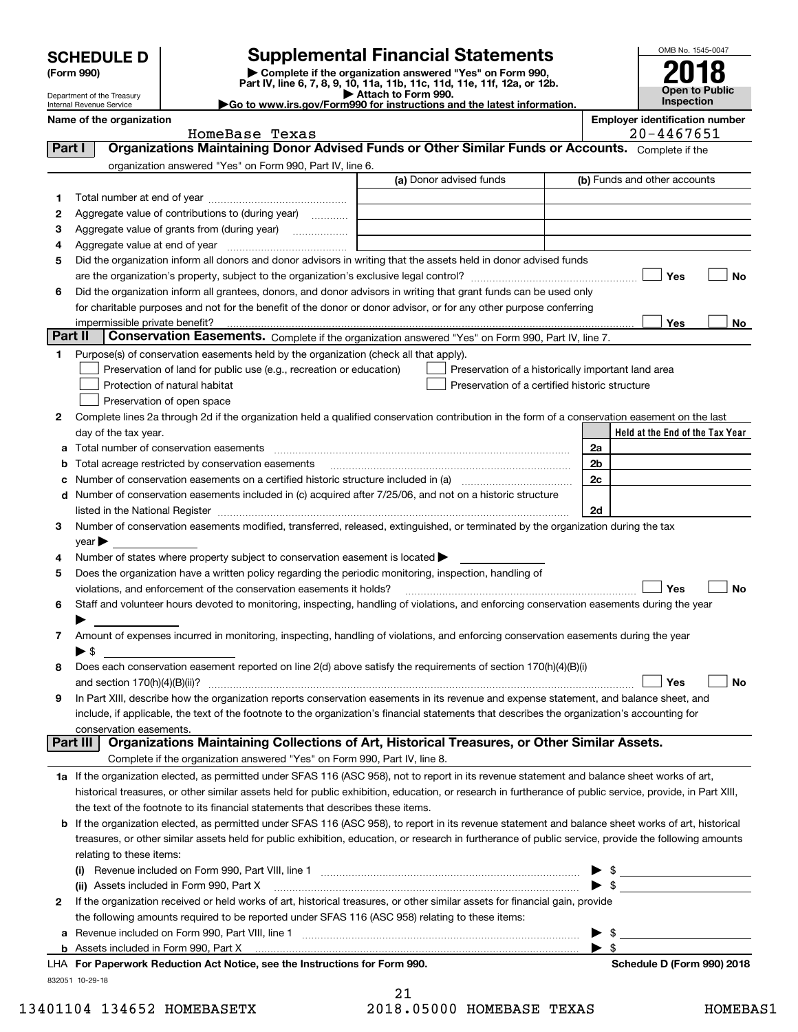**SCHEDULE D (Form 990)**

Department of the Treasury
Internal Revenue Service

# Supplemental Financial Statements

▶ Complete if the organization answered "Yes" on Form 990, Part IV, line 6, 7, 8, 9, 10, 11a, 11b, 11c, 11d, 11e, 11f, 12a, or 12b.
▶ Attach to Form 990.
▶Go to www.irs.gov/Form990 for instructions and the latest information.

OMB No. 1545-0047

**2018**

**Open to Public Inspection**

**Name of the organization:** HomeBase Texas

**Employer identification number:** 20-4467651

## Part I — Organizations Maintaining Donor Advised Funds or Other Similar Funds or Accounts.

Complete if the organization answered "Yes" on Form 990, Part IV, line 6.

| | | (a) Donor advised funds | (b) Funds and other accounts |
|---|---|---|---|
| 1 | Total number at end of year | | |
| 2 | Aggregate value of contributions to (during year) | | |
| 3 | Aggregate value of grants from (during year) | | |
| 4 | Aggregate value at end of year | | |

5 Did the organization inform all donors and donor advisors in writing that the assets held in donor advised funds are the organization's property, subject to the organization's exclusive legal control? ☐ Yes ☐ No

6 Did the organization inform all grantees, donors, and donor advisors in writing that grant funds can be used only for charitable purposes and not for the benefit of the donor or donor advisor, or for any other purpose conferring impermissible private benefit? ☐ Yes ☐ No

## Part II — Conservation Easements.

Complete if the organization answered "Yes" on Form 990, Part IV, line 7.

1 Purpose(s) of conservation easements held by the organization (check all that apply).

- ☐ Preservation of land for public use (e.g., recreation or education)
- ☐ Protection of natural habitat
- ☐ Preservation of open space
- ☐ Preservation of a historically important land area
- ☐ Preservation of a certified historic structure

2 Complete lines 2a through 2d if the organization held a qualified conservation contribution in the form of a conservation easement on the last day of the tax year.

| | | | Held at the End of the Tax Year |
|---|---|---|---|
| a | Total number of conservation easements | 2a | |
| b | Total acreage restricted by conservation easements | 2b | |
| c | Number of conservation easements on a certified historic structure included in (a) | 2c | |
| d | Number of conservation easements included in (c) acquired after 7/25/06, and not on a historic structure listed in the National Register | 2d | |

3 Number of conservation easements modified, transferred, released, extinguished, or terminated by the organization during the tax year ▶

4 Number of states where property subject to conservation easement is located ▶

5 Does the organization have a written policy regarding the periodic monitoring, inspection, handling of violations, and enforcement of the conservation easements it holds? ☐ Yes ☐ No

6 Staff and volunteer hours devoted to monitoring, inspecting, handling of violations, and enforcing conservation easements during the year ▶

7 Amount of expenses incurred in monitoring, inspecting, handling of violations, and enforcing conservation easements during the year ▶ $

8 Does each conservation easement reported on line 2(d) above satisfy the requirements of section 170(h)(4)(B)(i) and section 170(h)(4)(B)(ii)? ☐ Yes ☐ No

9 In Part XIII, describe how the organization reports conservation easements in its revenue and expense statement, and balance sheet, and include, if applicable, the text of the footnote to the organization's financial statements that describes the organization's accounting for conservation easements.

## Part III — Organizations Maintaining Collections of Art, Historical Treasures, or Other Similar Assets.

Complete if the organization answered "Yes" on Form 990, Part IV, line 8.

1a If the organization elected, as permitted under SFAS 116 (ASC 958), not to report in its revenue statement and balance sheet works of art, historical treasures, or other similar assets held for public exhibition, education, or research in furtherance of public service, provide, in Part XIII, the text of the footnote to its financial statements that describes these items.

b If the organization elected, as permitted under SFAS 116 (ASC 958), to report in its revenue statement and balance sheet works of art, historical treasures, or other similar assets held for public exhibition, education, or research in furtherance of public service, provide the following amounts relating to these items:

(i) Revenue included on Form 990, Part VIII, line 1 ▶ $

(ii) Assets included in Form 990, Part X ▶ $

2 If the organization received or held works of art, historical treasures, or other similar assets for financial gain, provide the following amounts required to be reported under SFAS 116 (ASC 958) relating to these items:

a Revenue included on Form 990, Part VIII, line 1 ▶ $

b Assets included in Form 990, Part X ▶ $

LHA For Paperwork Reduction Act Notice, see the Instructions for Form 990. Schedule D (Form 990) 2018

832051 10-29-18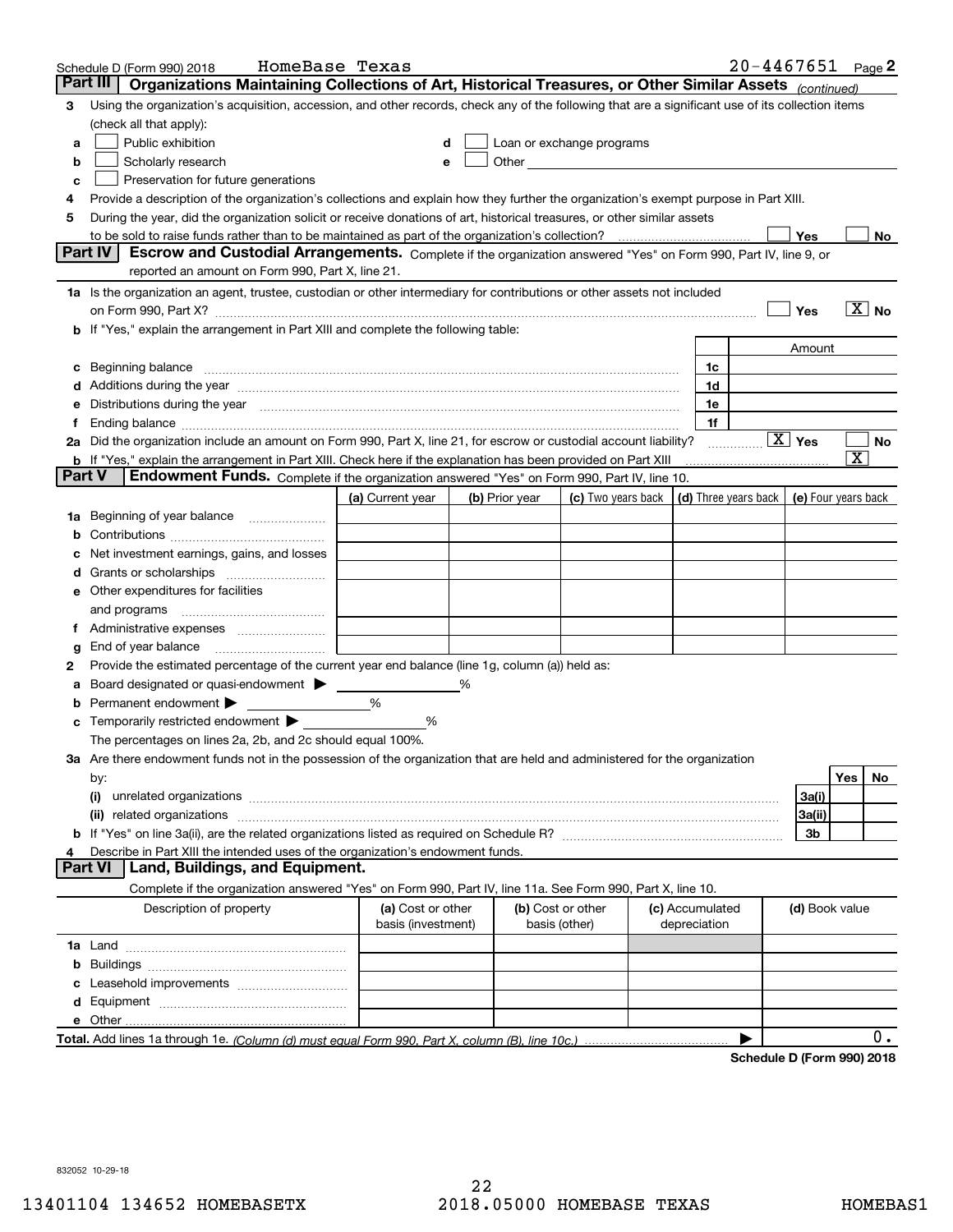Schedule D (Form 990) 2018 HomeBase Texas 20-4467651 Page 2

## Part III Organizations Maintaining Collections of Art, Historical Treasures, or Other Similar Assets *(continued)*

3 Using the organization's acquisition, accession, and other records, check any of the following that are a significant use of its collection items (check all that apply):

- a ☐ Public exhibition
- b ☐ Scholarly research
- c ☐ Preservation for future generations
- d ☐ Loan or exchange programs
- e ☐ Other

4 Provide a description of the organization's collections and explain how they further the organization's exempt purpose in Part XIII.

5 During the year, did the organization solicit or receive donations of art, historical treasures, or other similar assets to be sold to raise funds rather than to be maintained as part of the organization's collection? ☐ Yes ☐ No

## Part IV Escrow and Custodial Arrangements.

Complete if the organization answered "Yes" on Form 990, Part IV, line 9, or reported an amount on Form 990, Part X, line 21.

1a Is the organization an agent, trustee, custodian or other intermediary for contributions or other assets not included on Form 990, Part X? ☐ Yes ☒ No

b If "Yes," explain the arrangement in Part XIII and complete the following table:

| | | | Amount |
|---|---|---|---|
| c | Beginning balance | 1c | |
| d | Additions during the year | 1d | |
| e | Distributions during the year | 1e | |
| f | Ending balance | 1f | |

2a Did the organization include an amount on Form 990, Part X, line 21, for escrow or custodial account liability? ☒ Yes ☐ No

b If "Yes," explain the arrangement in Part XIII. Check here if the explanation has been provided on Part XIII ☒

## Part V Endowment Funds.

Complete if the organization answered "Yes" on Form 990, Part IV, line 10.

| | | (a) Current year | (b) Prior year | (c) Two years back | (d) Three years back | (e) Four years back |
|---|---|---|---|---|---|---|
| 1a | Beginning of year balance | | | | | |
| b | Contributions | | | | | |
| c | Net investment earnings, gains, and losses | | | | | |
| d | Grants or scholarships | | | | | |
| e | Other expenditures for facilities and programs | | | | | |
| f | Administrative expenses | | | | | |
| g | End of year balance | | | | | |

2 Provide the estimated percentage of the current year end balance (line 1g, column (a)) held as:

- a Board designated or quasi-endowment ▶ _____ %
- b Permanent endowment ▶ _____ %
- c Temporarily restricted endowment ▶ _____ %

The percentages on lines 2a, 2b, and 2c should equal 100%.

3a Are there endowment funds not in the possession of the organization that are held and administered for the organization by:

| | | | Yes | No |
|---|---|---|---|---|
| (i) | unrelated organizations | 3a(i) | | |
| (ii) | related organizations | 3a(ii) | | |
| b | If "Yes" on line 3a(ii), are the related organizations listed as required on Schedule R? | 3b | | |

4 Describe in Part XIII the intended uses of the organization's endowment funds.

## Part VI Land, Buildings, and Equipment.

Complete if the organization answered "Yes" on Form 990, Part IV, line 11a. See Form 990, Part X, line 10.

| Description of property | (a) Cost or other basis (investment) | (b) Cost or other basis (other) | (c) Accumulated depreciation | (d) Book value |
|---|---|---|---|---|
| 1a Land | | | | |
| b Buildings | | | | |
| c Leasehold improvements | | | | |
| d Equipment | | | | |
| e Other | | | | |
| **Total.** Add lines 1a through 1e. *(Column (d) must equal Form 990, Part X, column (B), line 10c.)* | | | | 0. |

**Schedule D (Form 990) 2018**

832052 10-29-18

13401104 134652 HOMEBASETX 2018.05000 HOMEBASE TEXAS HOMEBAS1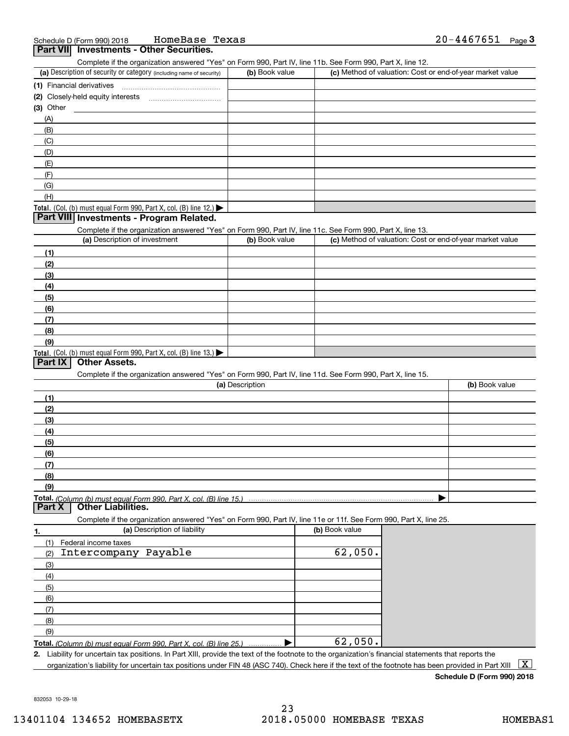Schedule D (Form 990) 2018 HomeBase Texas 20-4467651 Page **3**

## Part VII Investments - Other Securities.

Complete if the organization answered "Yes" on Form 990, Part IV, line 11b. See Form 990, Part X, line 12.

| (a) Description of security or category (including name of security) | (b) Book value | (c) Method of valuation: Cost or end-of-year market value |
|---|---|---|
| (1) Financial derivatives | | |
| (2) Closely-held equity interests | | |
| (3) Other | | |
| (A) | | |
| (B) | | |
| (C) | | |
| (D) | | |
| (E) | | |
| (F) | | |
| (G) | | |
| (H) | | |
| **Total.** (Col. (b) must equal Form 990, Part X, col. (B) line 12.) ▶ | | |

## Part VIII Investments - Program Related.

Complete if the organization answered "Yes" on Form 990, Part IV, line 11c. See Form 990, Part X, line 13.

| (a) Description of investment | (b) Book value | (c) Method of valuation: Cost or end-of-year market value |
|---|---|---|
| (1) | | |
| (2) | | |
| (3) | | |
| (4) | | |
| (5) | | |
| (6) | | |
| (7) | | |
| (8) | | |
| (9) | | |
| **Total.** (Col. (b) must equal Form 990, Part X, col. (B) line 13.) ▶ | | |

## Part IX Other Assets.

Complete if the organization answered "Yes" on Form 990, Part IV, line 11d. See Form 990, Part X, line 15.

| (a) Description | (b) Book value |
|---|---|
| (1) | |
| (2) | |
| (3) | |
| (4) | |
| (5) | |
| (6) | |
| (7) | |
| (8) | |
| (9) | |
| **Total.** *(Column (b) must equal Form 990, Part X, col. (B) line 15.)* ▶ | |

## Part X Other Liabilities.

Complete if the organization answered "Yes" on Form 990, Part IV, line 11e or 11f. See Form 990, Part X, line 25.

| 1. (a) Description of liability | (b) Book value |
|---|---|
| (1) Federal income taxes | |
| (2) Intercompany Payable | 62,050. |
| (3) | |
| (4) | |
| (5) | |
| (6) | |
| (7) | |
| (8) | |
| (9) | |
| **Total.** *(Column (b) must equal Form 990, Part X, col. (B) line 25.)* ▶ | 62,050. |

**2.** Liability for uncertain tax positions. In Part XIII, provide the text of the footnote to the organization's financial statements that reports the organization's liability for uncertain tax positions under FIN 48 (ASC 740). Check here if the text of the footnote has been provided in Part XIII [X]

**Schedule D (Form 990) 2018**

832053 10-29-18

13401104 134652 HOMEBASETX 2018.05000 HOMEBASE TEXAS HOMEBAS1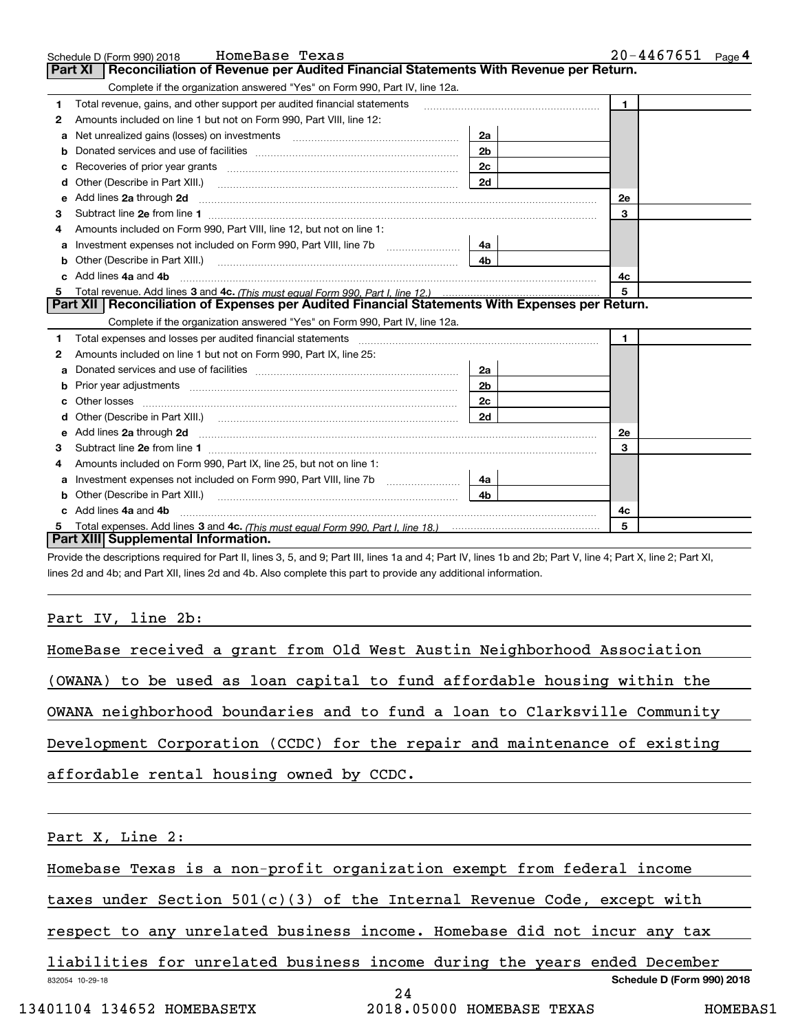Schedule D (Form 990) 2018 HomeBase Texas 20-4467651 Page 4

## Part XI Reconciliation of Revenue per Audited Financial Statements With Revenue per Return.

Complete if the organization answered "Yes" on Form 990, Part IV, line 12a.

| | | | | | |
|---|---|---|---|---|---|
| 1 | Total revenue, gains, and other support per audited financial statements | | | 1 | |
| 2 | Amounts included on line 1 but not on Form 990, Part VIII, line 12: | | | | |
| a | Net unrealized gains (losses) on investments | 2a | | | |
| b | Donated services and use of facilities | 2b | | | |
| c | Recoveries of prior year grants | 2c | | | |
| d | Other (Describe in Part XIII.) | 2d | | | |
| e | Add lines 2a through 2d | | | 2e | |
| 3 | Subtract line 2e from line 1 | | | 3 | |
| 4 | Amounts included on Form 990, Part VIII, line 12, but not on line 1: | | | | |
| a | Investment expenses not included on Form 990, Part VIII, line 7b | 4a | | | |
| b | Other (Describe in Part XIII.) | 4b | | | |
| c | Add lines 4a and 4b | | | 4c | |
| 5 | Total revenue. Add lines 3 and 4c. *(This must equal Form 990, Part I, line 12.)* | | | 5 | |

## Part XII Reconciliation of Expenses per Audited Financial Statements With Expenses per Return.

Complete if the organization answered "Yes" on Form 990, Part IV, line 12a.

| | | | | | |
|---|---|---|---|---|---|
| 1 | Total expenses and losses per audited financial statements | | | 1 | |
| 2 | Amounts included on line 1 but not on Form 990, Part IX, line 25: | | | | |
| a | Donated services and use of facilities | 2a | | | |
| b | Prior year adjustments | 2b | | | |
| c | Other losses | 2c | | | |
| d | Other (Describe in Part XIII.) | 2d | | | |
| e | Add lines 2a through 2d | | | 2e | |
| 3 | Subtract line 2e from line 1 | | | 3 | |
| 4 | Amounts included on Form 990, Part IX, line 25, but not on line 1: | | | | |
| a | Investment expenses not included on Form 990, Part VIII, line 7b | 4a | | | |
| b | Other (Describe in Part XIII.) | 4b | | | |
| c | Add lines 4a and 4b | | | 4c | |
| 5 | Total expenses. Add lines 3 and 4c. *(This must equal Form 990, Part I, line 18.)* | | | 5 | |

## Part XIII Supplemental Information.

Provide the descriptions required for Part II, lines 3, 5, and 9; Part III, lines 1a and 4; Part IV, lines 1b and 2b; Part V, line 4; Part X, line 2; Part XI, lines 2d and 4b; and Part XII, lines 2d and 4b. Also complete this part to provide any additional information.

Part IV, line 2b:

HomeBase received a grant from Old West Austin Neighborhood Association (OWANA) to be used as loan capital to fund affordable housing within the OWANA neighborhood boundaries and to fund a loan to Clarksville Community Development Corporation (CCDC) for the repair and maintenance of existing affordable rental housing owned by CCDC.

Part X, Line 2:

Homebase Texas is a non-profit organization exempt from federal income taxes under Section 501(c)(3) of the Internal Revenue Code, except with respect to any unrelated business income. Homebase did not incur any tax liabilities for unrelated business income during the years ended December

832054 10-29-18 Schedule D (Form 990) 2018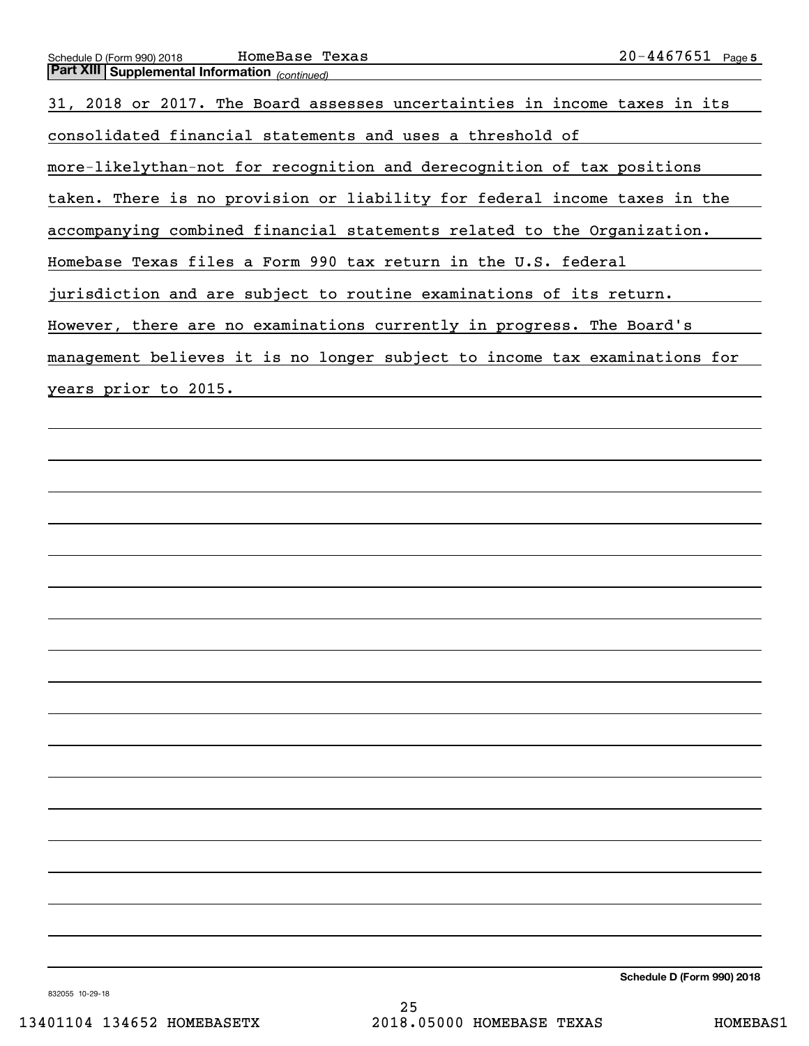**Part XIII Supplemental Information** *(continued)*

31, 2018 or 2017. The Board assesses uncertainties in income taxes in its consolidated financial statements and uses a threshold of more-likelythan-not for recognition and derecognition of tax positions taken. There is no provision or liability for federal income taxes in the accompanying combined financial statements related to the Organization. Homebase Texas files a Form 990 tax return in the U.S. federal jurisdiction and are subject to routine examinations of its return. However, there are no examinations currently in progress. The Board's management believes it is no longer subject to income tax examinations for years prior to 2015.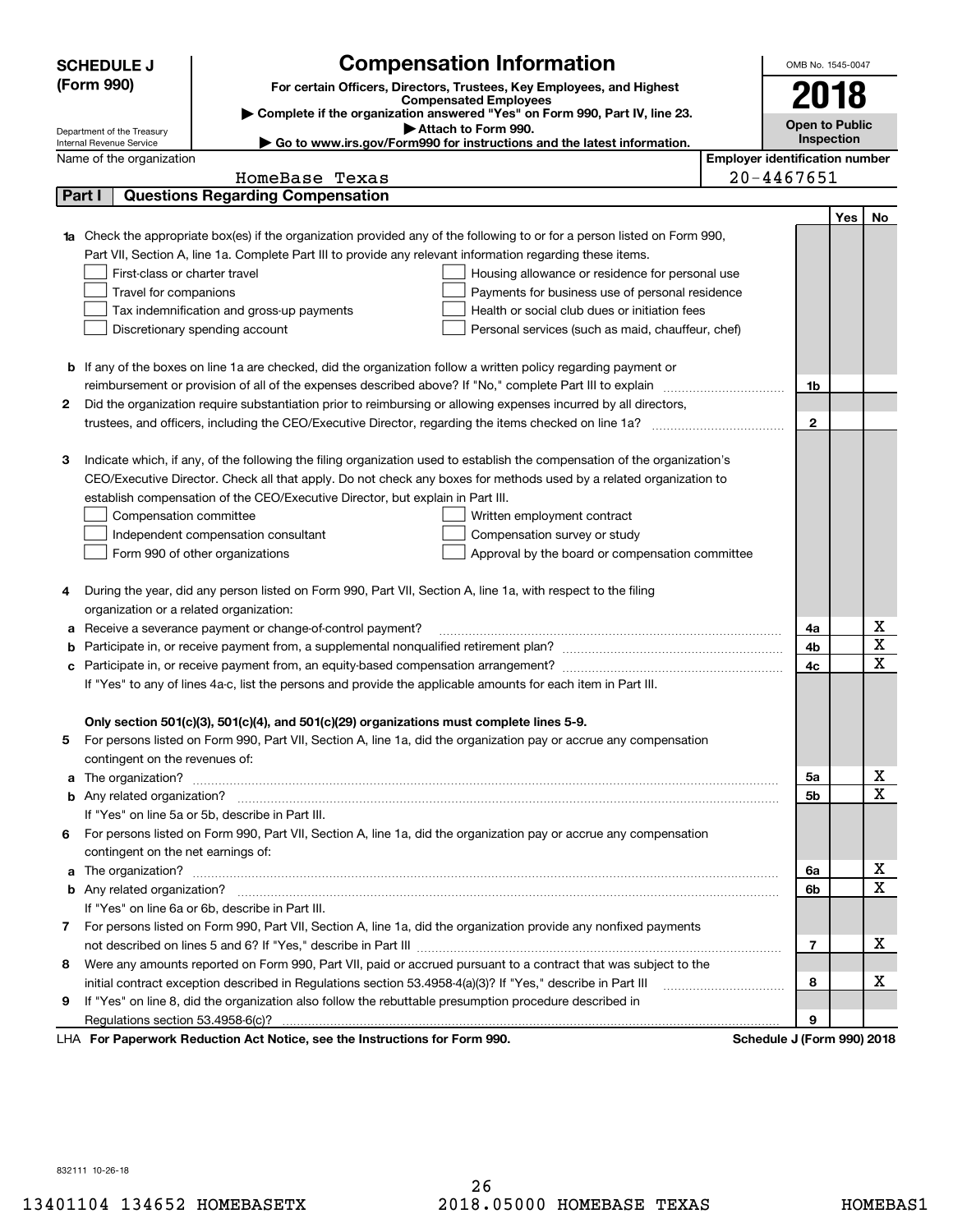**SCHEDULE J (Form 990)**

Department of the Treasury
Internal Revenue Service

# Compensation Information

**For certain Officers, Directors, Trustees, Key Employees, and Highest Compensated Employees**

▶ Complete if the organization answered "Yes" on Form 990, Part IV, line 23.
▶ Attach to Form 990.
▶ Go to www.irs.gov/Form990 for instructions and the latest information.

OMB No. 1545-0047

**2018**

**Open to Public Inspection**

Name of the organization: HomeBase Texas

Employer identification number: 20-4467651

## Part I Questions Regarding Compensation

| | | | Yes | No |
|---|---|---|---|---|
| **1a** | Check the appropriate box(es) if the organization provided any of the following to or for a person listed on Form 990, Part VII, Section A, line 1a. Complete Part III to provide any relevant information regarding these items.<br>☐ First-class or charter travel ☐ Housing allowance or residence for personal use<br>☐ Travel for companions ☐ Payments for business use of personal residence<br>☐ Tax indemnification and gross-up payments ☐ Health or social club dues or initiation fees<br>☐ Discretionary spending account ☐ Personal services (such as maid, chauffeur, chef) | | | |
| **b** | If any of the boxes on line 1a are checked, did the organization follow a written policy regarding payment or reimbursement or provision of all of the expenses described above? If "No," complete Part III to explain | 1b | | |
| **2** | Did the organization require substantiation prior to reimbursing or allowing expenses incurred by all directors, trustees, and officers, including the CEO/Executive Director, regarding the items checked on line 1a? | 2 | | |
| **3** | Indicate which, if any, of the following the filing organization used to establish the compensation of the organization's CEO/Executive Director. Check all that apply. Do not check any boxes for methods used by a related organization to establish compensation of the CEO/Executive Director, but explain in Part III.<br>☐ Compensation committee ☐ Written employment contract<br>☐ Independent compensation consultant ☐ Compensation survey or study<br>☐ Form 990 of other organizations ☐ Approval by the board or compensation committee | | | |
| **4** | During the year, did any person listed on Form 990, Part VII, Section A, line 1a, with respect to the filing organization or a related organization: | | | |
| **a** | Receive a severance payment or change-of-control payment? | 4a | | X |
| **b** | Participate in, or receive payment from, a supplemental nonqualified retirement plan? | 4b | | X |
| **c** | Participate in, or receive payment from, an equity-based compensation arrangement? | 4c | | X |
| | If "Yes" to any of lines 4a-c, list the persons and provide the applicable amounts for each item in Part III. | | | |
| | **Only section 501(c)(3), 501(c)(4), and 501(c)(29) organizations must complete lines 5-9.** | | | |
| **5** | For persons listed on Form 990, Part VII, Section A, line 1a, did the organization pay or accrue any compensation contingent on the revenues of: | | | |
| **a** | The organization? | 5a | | X |
| **b** | Any related organization? | 5b | | X |
| | If "Yes" on line 5a or 5b, describe in Part III. | | | |
| **6** | For persons listed on Form 990, Part VII, Section A, line 1a, did the organization pay or accrue any compensation contingent on the net earnings of: | | | |
| **a** | The organization? | 6a | | X |
| **b** | Any related organization? | 6b | | X |
| | If "Yes" on line 6a or 6b, describe in Part III. | | | |
| **7** | For persons listed on Form 990, Part VII, Section A, line 1a, did the organization provide any nonfixed payments not described on lines 5 and 6? If "Yes," describe in Part III | 7 | | X |
| **8** | Were any amounts reported on Form 990, Part VII, paid or accrued pursuant to a contract that was subject to the initial contract exception described in Regulations section 53.4958-4(a)(3)? If "Yes," describe in Part III | 8 | | X |
| **9** | If "Yes" on line 8, did the organization also follow the rebuttable presumption procedure described in Regulations section 53.4958-6(c)? | 9 | | |

LHA **For Paperwork Reduction Act Notice, see the Instructions for Form 990.** **Schedule J (Form 990) 2018**

832111 10-26-18

13401104 134652 HOMEBASETX 2018.05000 HOMEBASE TEXAS HOMEBAS1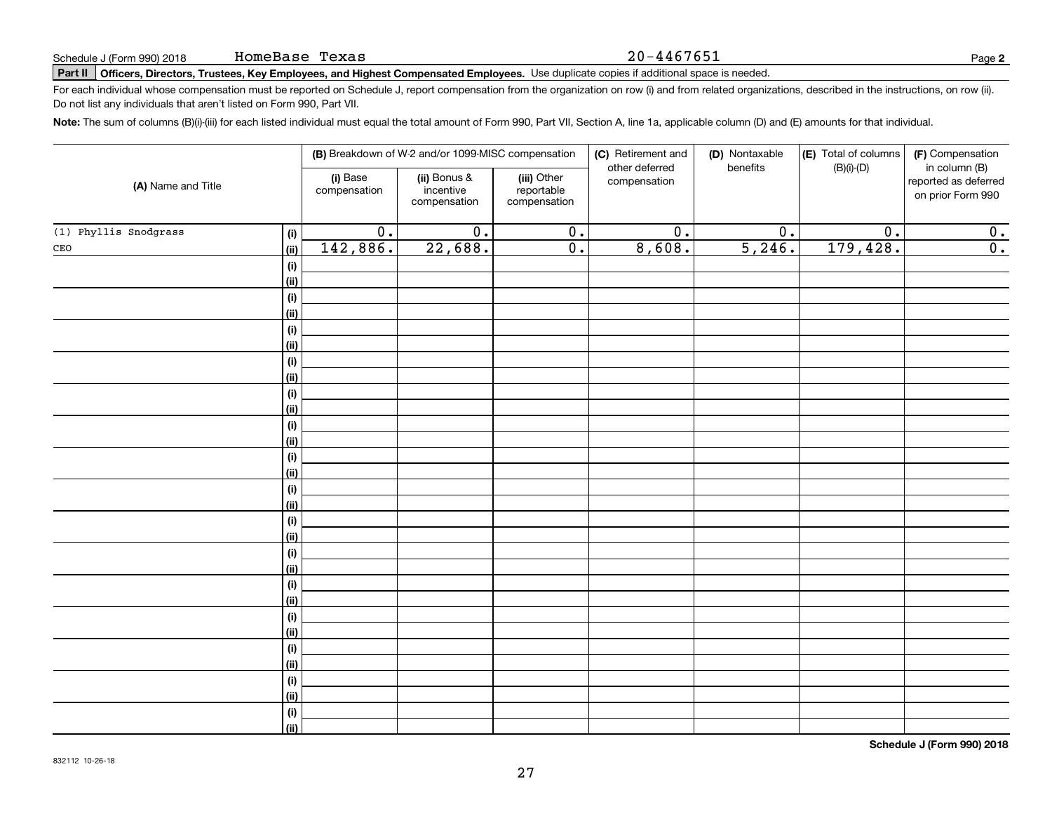Schedule J (Form 990) 2018 HomeBase Texas 20-4467651

**Part II** **Officers, Directors, Trustees, Key Employees, and Highest Compensated Employees.** Use duplicate copies if additional space is needed.

For each individual whose compensation must be reported on Schedule J, report compensation from the organization on row (i) and from related organizations, described in the instructions, on row (ii). Do not list any individuals that aren't listed on Form 990, Part VII.

**Note:** The sum of columns (B)(i)-(iii) for each listed individual must equal the total amount of Form 990, Part VII, Section A, line 1a, applicable column (D) and (E) amounts for that individual.

| (A) Name and Title | | (B) Breakdown of W-2 and/or 1099-MISC compensation | | | (C) Retirement and other deferred compensation | (D) Nontaxable benefits | (E) Total of columns (B)(i)-(D) | (F) Compensation in column (B) reported as deferred on prior Form 990 |
|---|---|---|---|---|---|---|---|---|
| | | (i) Base compensation | (ii) Bonus & incentive compensation | (iii) Other reportable compensation | | | | |
| (1) Phyllis Snodgrass | (i) | 0. | 0. | 0. | 0. | 0. | 0. | 0. |
| CEO | (ii) | 142,886. | 22,688. | 0. | 8,608. | 5,246. | 179,428. | 0. |
| | (i) | | | | | | | |
| | (ii) | | | | | | | |
| | (i) | | | | | | | |
| | (ii) | | | | | | | |
| | (i) | | | | | | | |
| | (ii) | | | | | | | |
| | (i) | | | | | | | |
| | (ii) | | | | | | | |
| | (i) | | | | | | | |
| | (ii) | | | | | | | |
| | (i) | | | | | | | |
| | (ii) | | | | | | | |
| | (i) | | | | | | | |
| | (ii) | | | | | | | |
| | (i) | | | | | | | |
| | (ii) | | | | | | | |
| | (i) | | | | | | | |
| | (ii) | | | | | | | |
| | (i) | | | | | | | |
| | (ii) | | | | | | | |
| | (i) | | | | | | | |
| | (ii) | | | | | | | |
| | (i) | | | | | | | |
| | (ii) | | | | | | | |
| | (i) | | | | | | | |
| | (ii) | | | | | | | |
| | (i) | | | | | | | |
| | (ii) | | | | | | | |
| | (i) | | | | | | | |
| | (ii) | | | | | | | |

832112 10-26-18

**Schedule J (Form 990) 2018**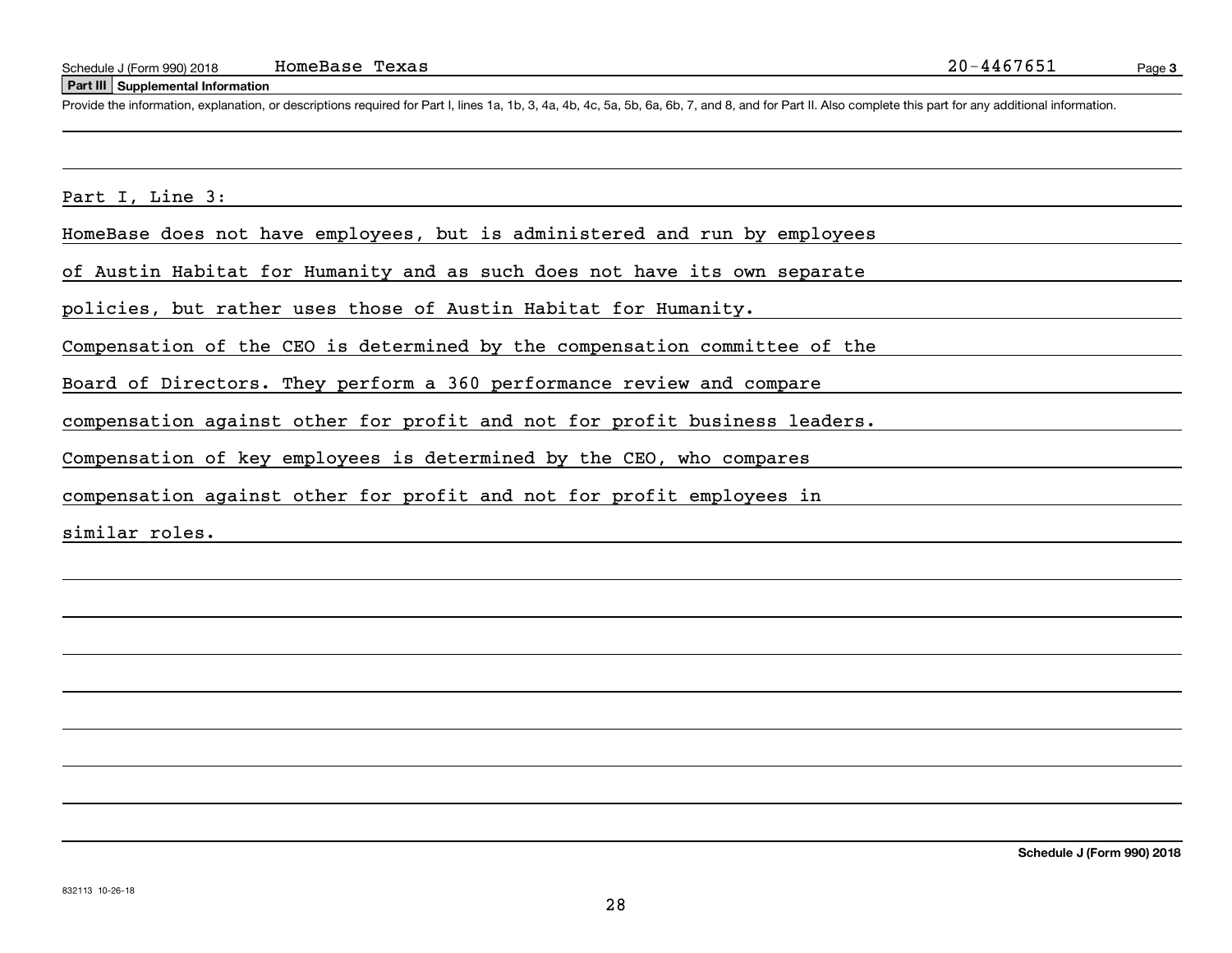Schedule J (Form 990) 2018 HomeBase Texas 20-4467651

**Part III Supplemental Information**

Provide the information, explanation, or descriptions required for Part I, lines 1a, 1b, 3, 4a, 4b, 4c, 5a, 5b, 6a, 6b, 7, and 8, and for Part II. Also complete this part for any additional information.

Part I, Line 3:

HomeBase does not have employees, but is administered and run by employees of Austin Habitat for Humanity and as such does not have its own separate policies, but rather uses those of Austin Habitat for Humanity. Compensation of the CEO is determined by the compensation committee of the Board of Directors. They perform a 360 performance review and compare compensation against other for profit and not for profit business leaders. Compensation of key employees is determined by the CEO, who compares compensation against other for profit and not for profit employees in similar roles.

**Schedule J (Form 990) 2018**

832113 10-26-18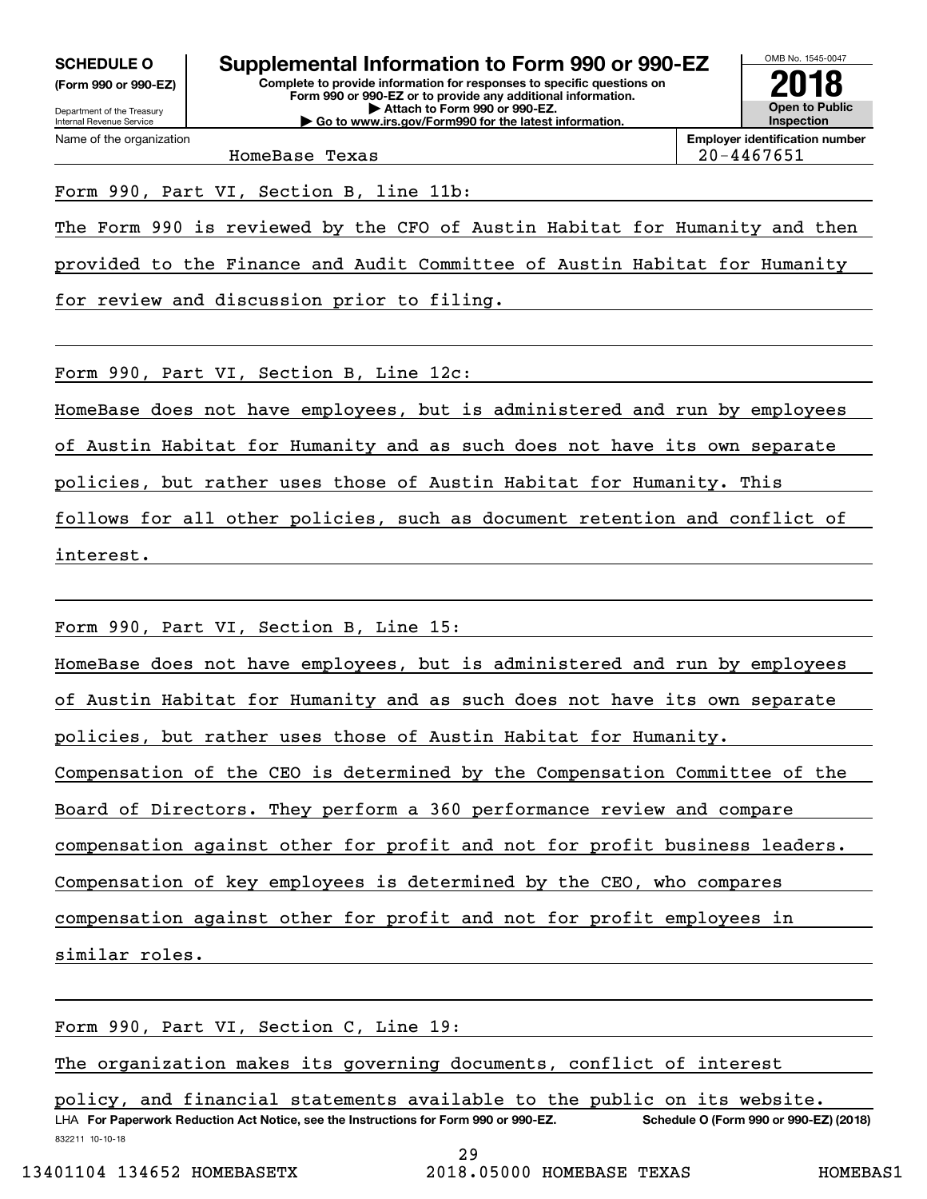**SCHEDULE O (Form 990 or 990-EZ)**

Department of the Treasury
Internal Revenue Service

# Supplemental Information to Form 990 or 990-EZ

**Complete to provide information for responses to specific questions on Form 990 or 990-EZ or to provide any additional information.**
**▶ Attach to Form 990 or 990-EZ.**
**▶ Go to www.irs.gov/Form990 for the latest information.**

OMB No. 1545-0047

**2018**

**Open to Public Inspection**

Name of the organization: HomeBase Texas

**Employer identification number:** 20-4467651

Form 990, Part VI, Section B, line 11b:

The Form 990 is reviewed by the CFO of Austin Habitat for Humanity and then provided to the Finance and Audit Committee of Austin Habitat for Humanity for review and discussion prior to filing.

Form 990, Part VI, Section B, Line 12c:

HomeBase does not have employees, but is administered and run by employees of Austin Habitat for Humanity and as such does not have its own separate policies, but rather uses those of Austin Habitat for Humanity. This follows for all other policies, such as document retention and conflict of interest.

Form 990, Part VI, Section B, Line 15:

HomeBase does not have employees, but is administered and run by employees of Austin Habitat for Humanity and as such does not have its own separate policies, but rather uses those of Austin Habitat for Humanity. Compensation of the CEO is determined by the Compensation Committee of the Board of Directors. They perform a 360 performance review and compare compensation against other for profit and not for profit business leaders. Compensation of key employees is determined by the CEO, who compares compensation against other for profit and not for profit employees in similar roles.

Form 990, Part VI, Section C, Line 19:

The organization makes its governing documents, conflict of interest policy, and financial statements available to the public on its website.

LHA **For Paperwork Reduction Act Notice, see the Instructions for Form 990 or 990-EZ.** **Schedule O (Form 990 or 990-EZ) (2018)**

832211 10-10-18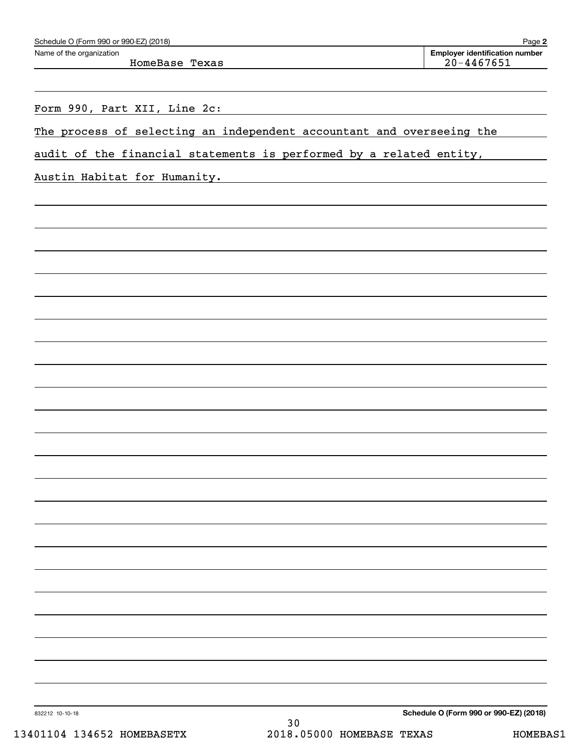Schedule O (Form 990 or 990-EZ) (2018)

Name of the organization: HomeBase Texas

Employer identification number: 20-4467651

Form 990, Part XII, Line 2c:

The process of selecting an independent accountant and overseeing the audit of the financial statements is performed by a related entity, Austin Habitat for Humanity.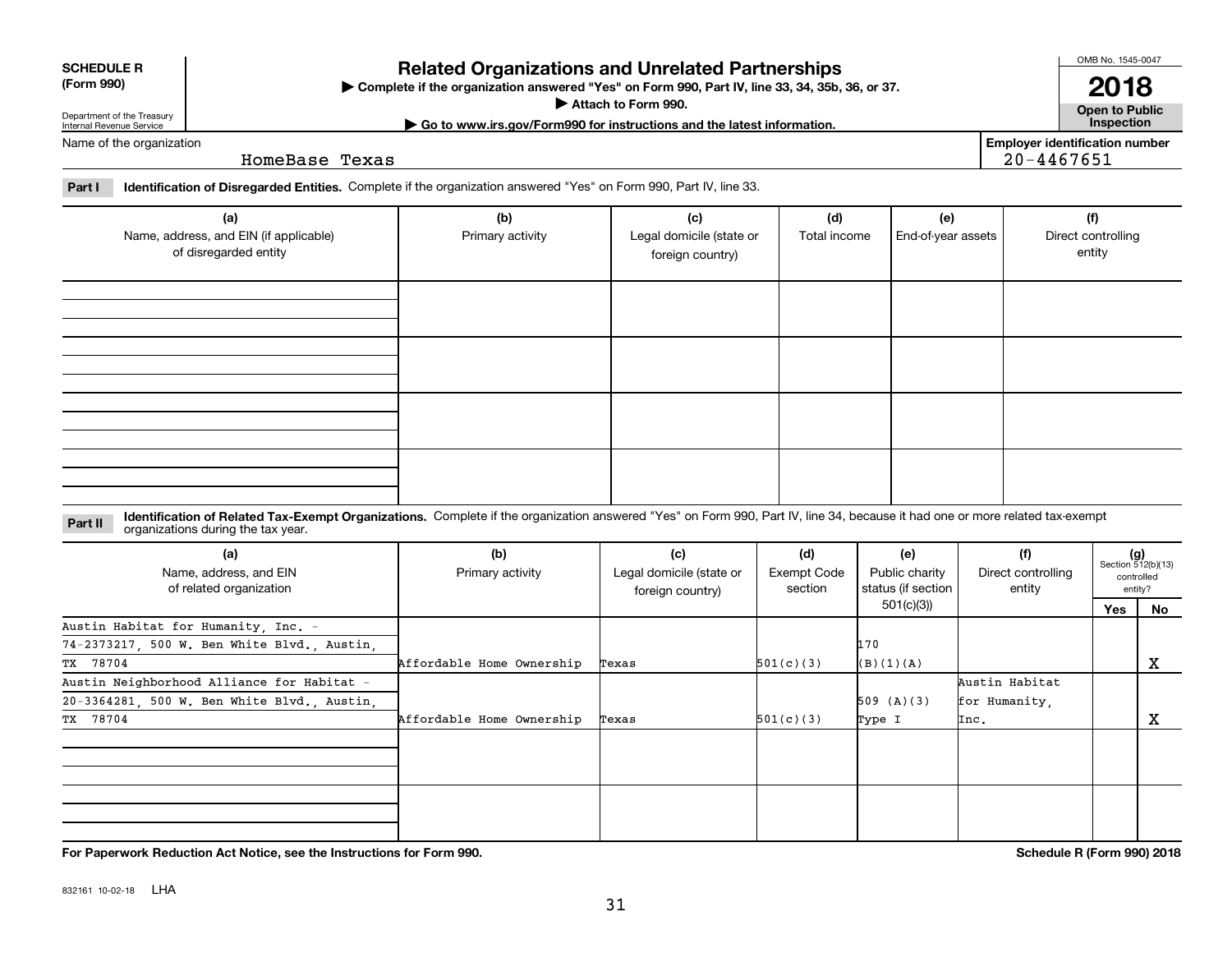**SCHEDULE R (Form 990)**

Department of the Treasury
Internal Revenue Service

# Related Organizations and Unrelated Partnerships

▶ Complete if the organization answered "Yes" on Form 990, Part IV, line 33, 34, 35b, 36, or 37.

▶ Attach to Form 990.

▶ Go to www.irs.gov/Form990 for instructions and the latest information.

OMB No. 1545-0047

**2018**

**Open to Public Inspection**

Name of the organization: HomeBase Texas

Employer identification number: 20-4467651

**Part I** **Identification of Disregarded Entities.** Complete if the organization answered "Yes" on Form 990, Part IV, line 33.

| (a) Name, address, and EIN (if applicable) of disregarded entity | (b) Primary activity | (c) Legal domicile (state or foreign country) | (d) Total income | (e) End-of-year assets | (f) Direct controlling entity |
|---|---|---|---|---|---|
| | | | | | |
| | | | | | |
| | | | | | |
| | | | | | |

**Part II** **Identification of Related Tax-Exempt Organizations.** Complete if the organization answered "Yes" on Form 990, Part IV, line 34, because it had one or more related tax-exempt organizations during the tax year.

| (a) Name, address, and EIN of related organization | (b) Primary activity | (c) Legal domicile (state or foreign country) | (d) Exempt Code section | (e) Public charity status (if section 501(c)(3)) | (f) Direct controlling entity | (g) Section 512(b)(13) controlled entity? Yes | No |
|---|---|---|---|---|---|---|---|
| Austin Habitat for Humanity, Inc. - 74-2373217, 500 W. Ben White Blvd., Austin, TX 78704 | Affordable Home Ownership | Texas | 501(c)(3) | 170 (B)(1)(A) | | | X |
| Austin Neighborhood Alliance for Habitat - 20-3364281, 500 W. Ben White Blvd., Austin, TX 78704 | Affordable Home Ownership | Texas | 501(c)(3) | 509 (A)(3) Type I | Austin Habitat for Humanity, Inc. | | X |
| | | | | | | | |
| | | | | | | | |

**For Paperwork Reduction Act Notice, see the Instructions for Form 990.**

**Schedule R (Form 990) 2018**

832161 10-02-18 LHA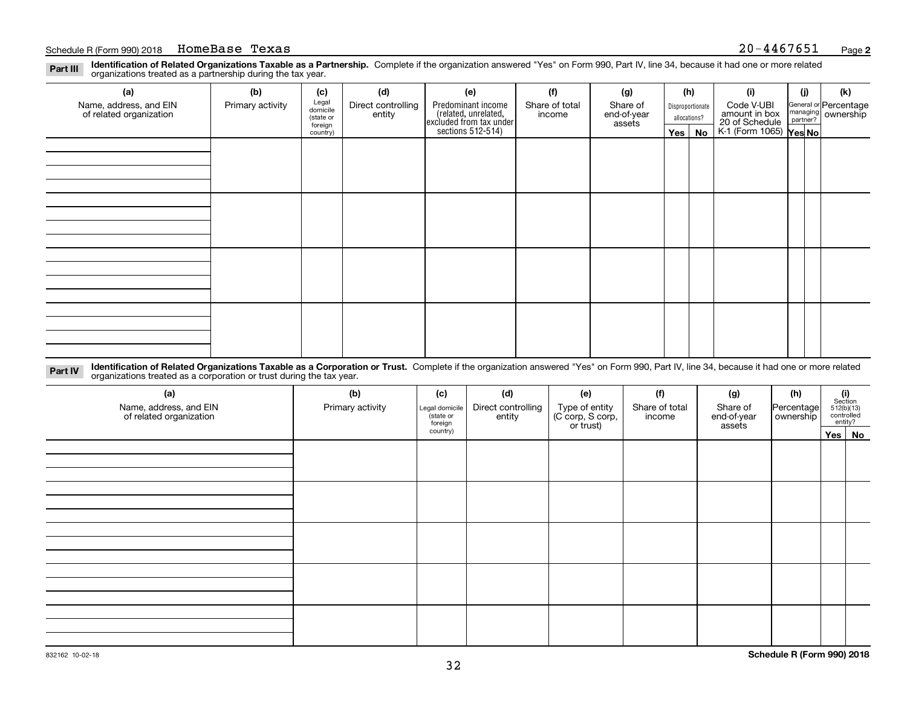Schedule R (Form 990) 2018 HomeBase Texas 20-4467651 Page 2

**Part III** **Identification of Related Organizations Taxable as a Partnership.** Complete if the organization answered "Yes" on Form 990, Part IV, line 34, because it had one or more related organizations treated as a partnership during the tax year.

| (a) Name, address, and EIN of related organization | (b) Primary activity | (c) Legal domicile (state or foreign country) | (d) Direct controlling entity | (e) Predominant income (related, unrelated, excluded from tax under sections 512-514) | (f) Share of total income | (g) Share of end-of-year assets | (h) Disproportionate allocations? Yes | (h) No | (i) Code V-UBI amount in box 20 of Schedule K-1 (Form 1065) | (j) General or managing partner? Yes | (j) No | (k) Percentage ownership |
|---|---|---|---|---|---|---|---|---|---|---|---|---|
| | | | | | | | | | | | | |
| | | | | | | | | | | | | |
| | | | | | | | | | | | | |
| | | | | | | | | | | | | |

**Part IV** **Identification of Related Organizations Taxable as a Corporation or Trust.** Complete if the organization answered "Yes" on Form 990, Part IV, line 34, because it had one or more related organizations treated as a corporation or trust during the tax year.

| (a) Name, address, and EIN of related organization | (b) Primary activity | (c) Legal domicile (state or foreign country) | (d) Direct controlling entity | (e) Type of entity (C corp, S corp, or trust) | (f) Share of total income | (g) Share of end-of-year assets | (h) Percentage ownership | (i) Section 512(b)(13) controlled entity? Yes | (i) No |
|---|---|---|---|---|---|---|---|---|---|
| | | | | | | | | | |
| | | | | | | | | | |
| | | | | | | | | | |
| | | | | | | | | | |
| | | | | | | | | | |

832162 10-02-18 **Schedule R (Form 990) 2018**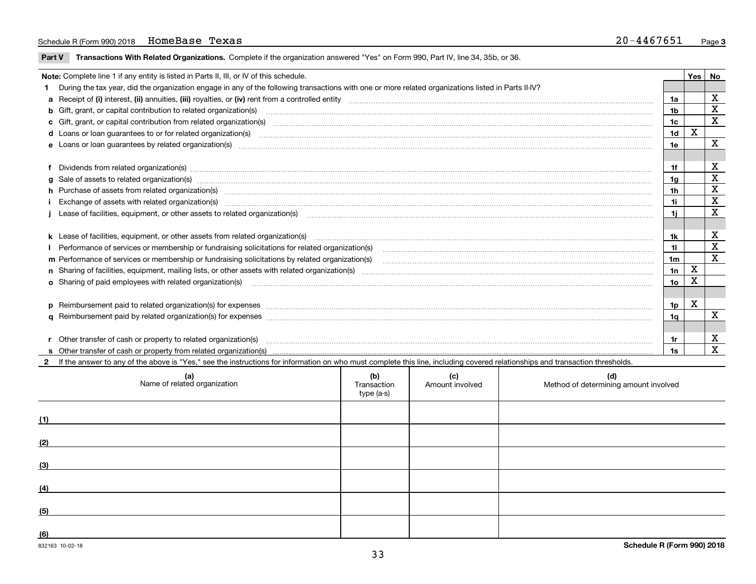Schedule R (Form 990) 2018 HomeBase Texas 20-4467651 Page 3

## Part V Transactions With Related Organizations.

Complete if the organization answered "Yes" on Form 990, Part IV, line 34, 35b, or 36.

| **Note:** Complete line 1 if any entity is listed in Parts II, III, or IV of this schedule. | | Yes | No |
|---|---|---|---|
| **1** During the tax year, did the organization engage in any of the following transactions with one or more related organizations listed in Parts II-IV? | | | |
| **a** Receipt of **(i)** interest, **(ii)** annuities, **(iii)** royalties, or **(iv)** rent from a controlled entity | 1a | | X |
| **b** Gift, grant, or capital contribution to related organization(s) | 1b | | X |
| **c** Gift, grant, or capital contribution from related organization(s) | 1c | | X |
| **d** Loans or loan guarantees to or for related organization(s) | 1d | X | |
| **e** Loans or loan guarantees by related organization(s) | 1e | | X |
| **f** Dividends from related organization(s) | 1f | | X |
| **g** Sale of assets to related organization(s) | 1g | | X |
| **h** Purchase of assets from related organization(s) | 1h | | X |
| **i** Exchange of assets with related organization(s) | 1i | | X |
| **j** Lease of facilities, equipment, or other assets to related organization(s) | 1j | | X |
| **k** Lease of facilities, equipment, or other assets from related organization(s) | 1k | | X |
| **l** Performance of services or membership or fundraising solicitations for related organization(s) | 1l | | X |
| **m** Performance of services or membership or fundraising solicitations by related organization(s) | 1m | | X |
| **n** Sharing of facilities, equipment, mailing lists, or other assets with related organization(s) | 1n | X | |
| **o** Sharing of paid employees with related organization(s) | 1o | X | |
| **p** Reimbursement paid to related organization(s) for expenses | 1p | X | |
| **q** Reimbursement paid by related organization(s) for expenses | 1q | | X |
| **r** Other transfer of cash or property to related organization(s) | 1r | | X |
| **s** Other transfer of cash or property from related organization(s) | 1s | | X |

**2** If the answer to any of the above is "Yes," see the instructions for information on who must complete this line, including covered relationships and transaction thresholds.

| (a) Name of related organization | (b) Transaction type (a-s) | (c) Amount involved | (d) Method of determining amount involved |
|---|---|---|---|
| (1) | | | |
| (2) | | | |
| (3) | | | |
| (4) | | | |
| (5) | | | |
| (6) | | | |

832163 10-02-18

Schedule R (Form 990) 2018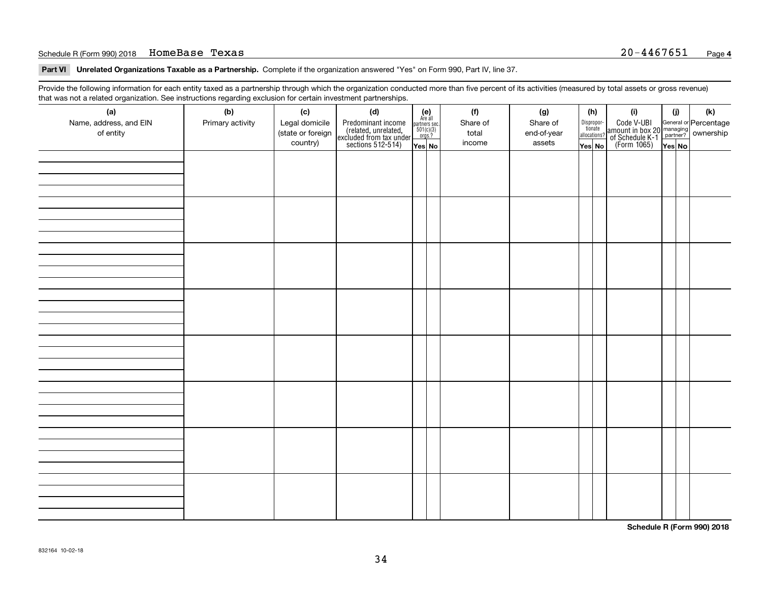Schedule R (Form 990) 2018 HomeBase Texas 20-4467651 Page **4**

**Part VI Unrelated Organizations Taxable as a Partnership.** Complete if the organization answered "Yes" on Form 990, Part IV, line 37.

Provide the following information for each entity taxed as a partnership through which the organization conducted more than five percent of its activities (measured by total assets or gross revenue) that was not a related organization. See instructions regarding exclusion for certain investment partnerships.

| (a) Name, address, and EIN of entity | (b) Primary activity | (c) Legal domicile (state or foreign country) | (d) Predominant income (related, unrelated, excluded from tax under sections 512-514) | (e) Are all partners sec. 501(c)(3) orgs.? Yes | No | (f) Share of total income | (g) Share of end-of-year assets | (h) Disproportionate allocations? Yes | No | (i) Code V-UBI amount in box 20 of Schedule K-1 (Form 1065) | (j) General or managing partner? Yes | No | (k) Percentage ownership |
|---|---|---|---|---|---|---|---|---|---|---|---|---|---|
| | | | | | | | | | | | | | |
| | | | | | | | | | | | | | |
| | | | | | | | | | | | | | |
| | | | | | | | | | | | | | |
| | | | | | | | | | | | | | |
| | | | | | | | | | | | | | |
| | | | | | | | | | | | | | |
| | | | | | | | | | | | | | |

**Schedule R (Form 990) 2018**

832164 10-02-18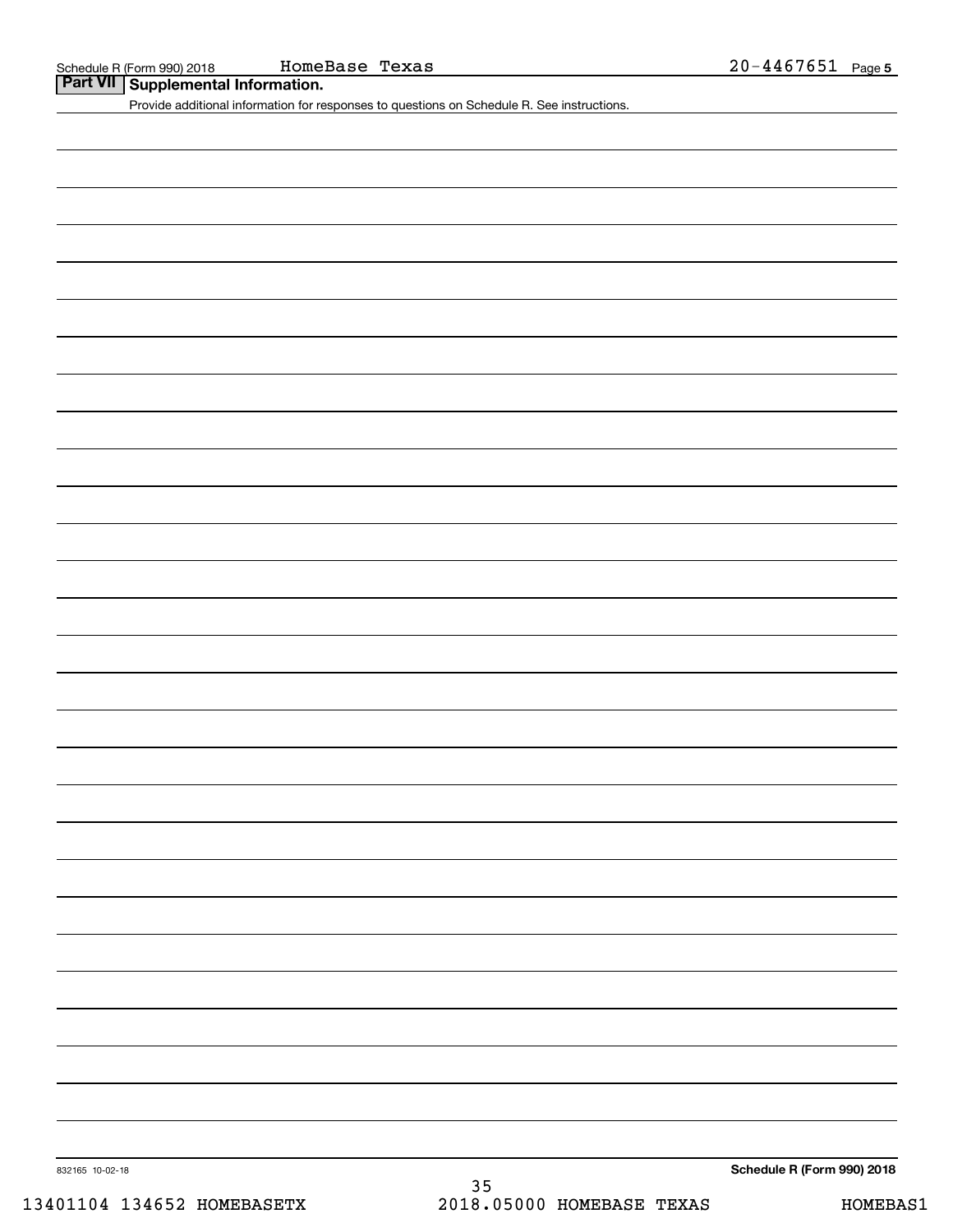Schedule R (Form 990) 2018 HomeBase Texas 20-4467651 Page 5

## Part VII Supplemental Information.

Provide additional information for responses to questions on Schedule R. See instructions.

832165 10-02-18

**Schedule R (Form 990) 2018**

13401104 134652 HOMEBASETX 2018.05000 HOMEBASE TEXAS HOMEBAS1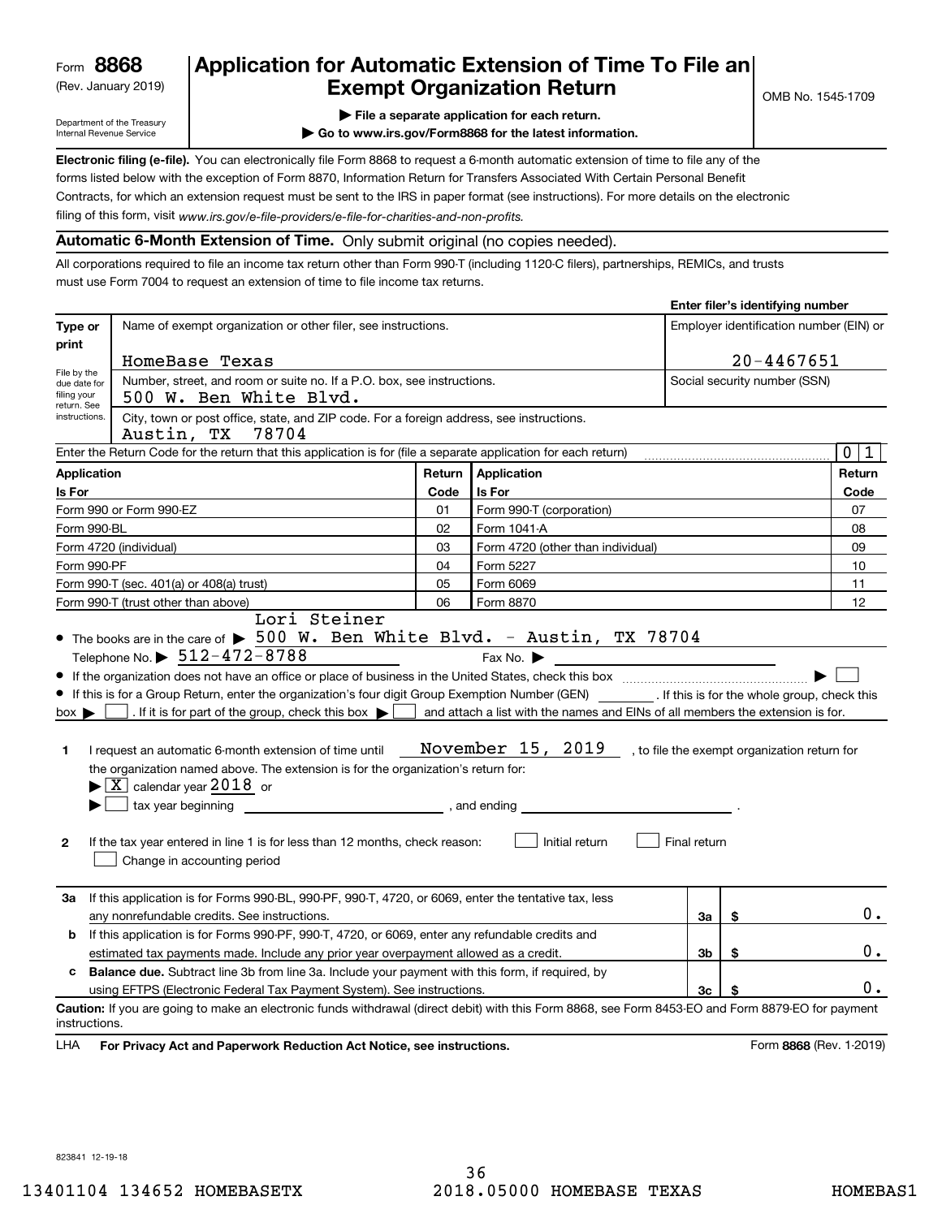Form **8868**
(Rev. January 2019)

Department of the Treasury
Internal Revenue Service

# Application for Automatic Extension of Time To File an Exempt Organization Return

▶ **File a separate application for each return.**

▶ **Go to www.irs.gov/Form8868 for the latest information.**

OMB No. 1545-1709

**Electronic filing (e-file).** You can electronically file Form 8868 to request a 6-month automatic extension of time to file any of the forms listed below with the exception of Form 8870, Information Return for Transfers Associated With Certain Personal Benefit Contracts, for which an extension request must be sent to the IRS in paper format (see instructions). For more details on the electronic filing of this form, visit *www.irs.gov/e-file-providers/e-file-for-charities-and-non-profits.*

**Automatic 6-Month Extension of Time.** Only submit original (no copies needed).

All corporations required to file an income tax return other than Form 990-T (including 1120-C filers), partnerships, REMICs, and trusts must use Form 7004 to request an extension of time to file income tax returns.

**Enter filer's identifying number**

| | | |
|---|---|---|
| **Type or print** | Name of exempt organization or other filer, see instructions. HomeBase Texas | Employer identification number (EIN) or 20-4467651 |
| File by the due date for filing your return. See instructions. | Number, street, and room or suite no. If a P.O. box, see instructions. 500 W. Ben White Blvd. | Social security number (SSN) |
| | City, town or post office, state, and ZIP code. For a foreign address, see instructions. Austin, TX 78704 | |

Enter the Return Code for the return that this application is for (file a separate application for each return) ........ 0 1

| Application Is For | Return Code | Application Is For | Return Code |
|---|---|---|---|
| Form 990 or Form 990-EZ | 01 | Form 990-T (corporation) | 07 |
| Form 990-BL | 02 | Form 1041-A | 08 |
| Form 4720 (individual) | 03 | Form 4720 (other than individual) | 09 |
| Form 990-PF | 04 | Form 5227 | 10 |
| Form 990-T (sec. 401(a) or 408(a) trust) | 05 | Form 6069 | 11 |
| Form 990-T (trust other than above) | 06 | Form 8870 | 12 |

- The books are in the care of ▶ Lori Steiner 500 W. Ben White Blvd. - Austin, TX 78704
  Telephone No. ▶ 512-472-8788 Fax No. ▶
- If the organization does not have an office or place of business in the United States, check this box ........ ▶ ☐
- If this is for a Group Return, enter the organization's four digit Group Exemption Number (GEN) ______ . If this is for the whole group, check this box ▶ ☐ . If it is for part of the group, check this box ▶ ☐ and attach a list with the names and EINs of all members the extension is for.

**1** I request an automatic 6-month extension of time until November 15, 2019 , to file the exempt organization return for the organization named above. The extension is for the organization's return for:
▶ ☒ calendar year 2018 or
▶ ☐ tax year beginning ______________ , and ending ______________ .

**2** If the tax year entered in line 1 is for less than 12 months, check reason: ☐ Initial return ☐ Final return
☐ Change in accounting period

| | | | |
|---|---|---|---|
| **3a** | If this application is for Forms 990-BL, 990-PF, 990-T, 4720, or 6069, enter the tentative tax, less any nonrefundable credits. See instructions. | **3a** | $ 0. |
| **b** | If this application is for Forms 990-PF, 990-T, 4720, or 6069, enter any refundable credits and estimated tax payments made. Include any prior year overpayment allowed as a credit. | **3b** | $ 0. |
| **c** | **Balance due.** Subtract line 3b from line 3a. Include your payment with this form, if required, by using EFTPS (Electronic Federal Tax Payment System). See instructions. | **3c** | $ 0. |

**Caution:** If you are going to make an electronic funds withdrawal (direct debit) with this Form 8868, see Form 8453-EO and Form 8879-EO for payment instructions.

LHA **For Privacy Act and Paperwork Reduction Act Notice, see instructions.** Form **8868** (Rev. 1-2019)

823841 12-19-18

13401104 134652 HOMEBASETX 2018.05000 HOMEBASE TEXAS HOMEBAS1